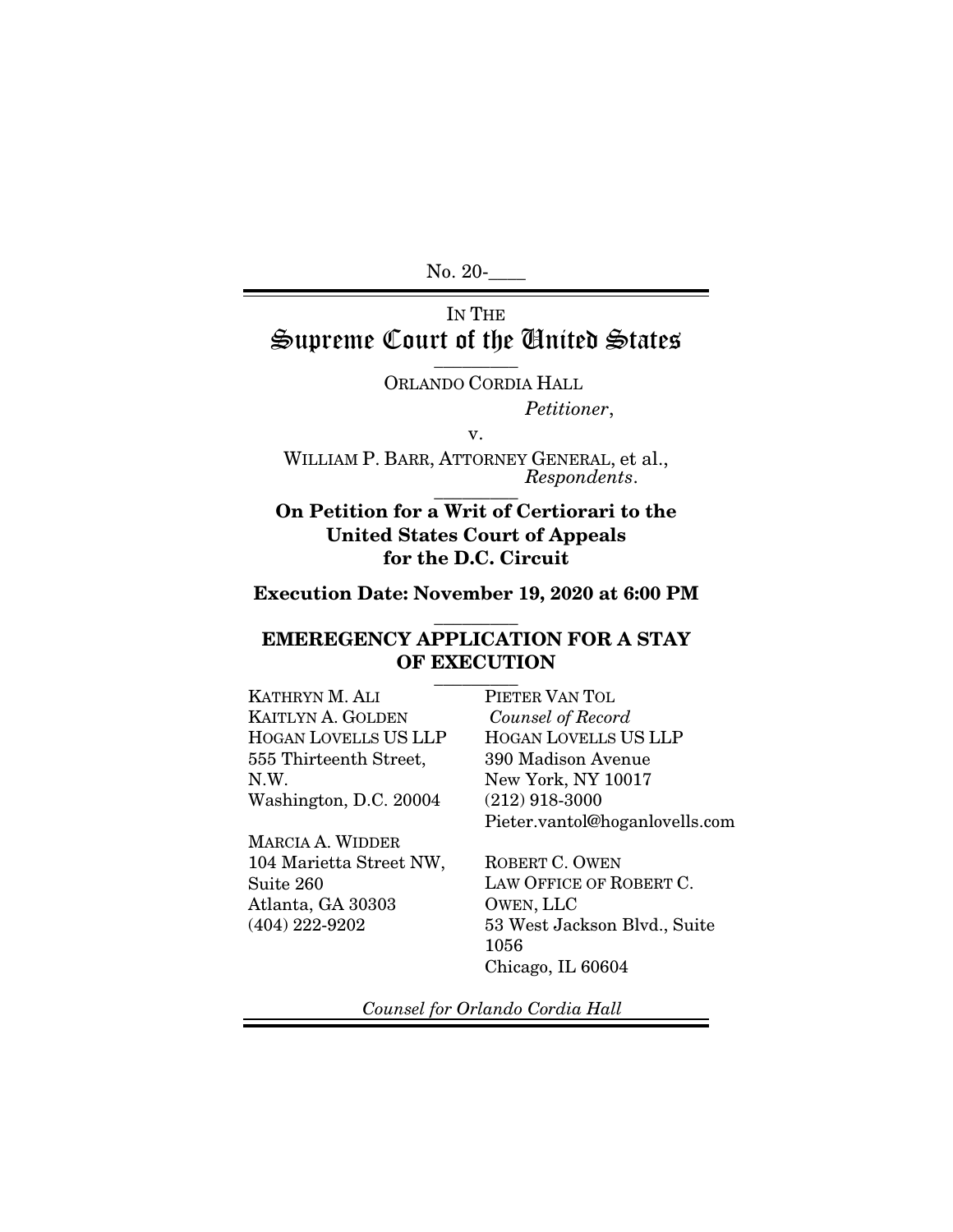No. 20-____

IN THE

# Supreme Court of the United States

---

ORLANDO CORDIA HALL

*Petitioner*,

v.

WILLIAM P. BARR, ATTORNEY GENERAL, et al.,
*Respondents*.

---

**On Petition for a Writ of Certiorari to the United States Court of Appeals for the D.C. Circuit**

**Execution Date: November 19, 2020 at 6:00 PM**

---

**EMEREGENCY APPLICATION FOR A STAY OF EXECUTION**

---

KATHRYN M. ALI
KAITLYN A. GOLDEN
HOGAN LOVELLS US LLP
555 Thirteenth Street, N.W.
Washington, D.C. 20004

MARCIA A. WIDDER
104 Marietta Street NW, Suite 260
Atlanta, GA 30303
(404) 222-9202

PIETER VAN TOL
*Counsel of Record*
HOGAN LOVELLS US LLP
390 Madison Avenue
New York, NY 10017
(212) 918-3000
Pieter.vantol@hoganlovells.com

ROBERT C. OWEN
LAW OFFICE OF ROBERT C. OWEN, LLC
53 West Jackson Blvd., Suite 1056
Chicago, IL 60604

*Counsel for Orlando Cordia Hall*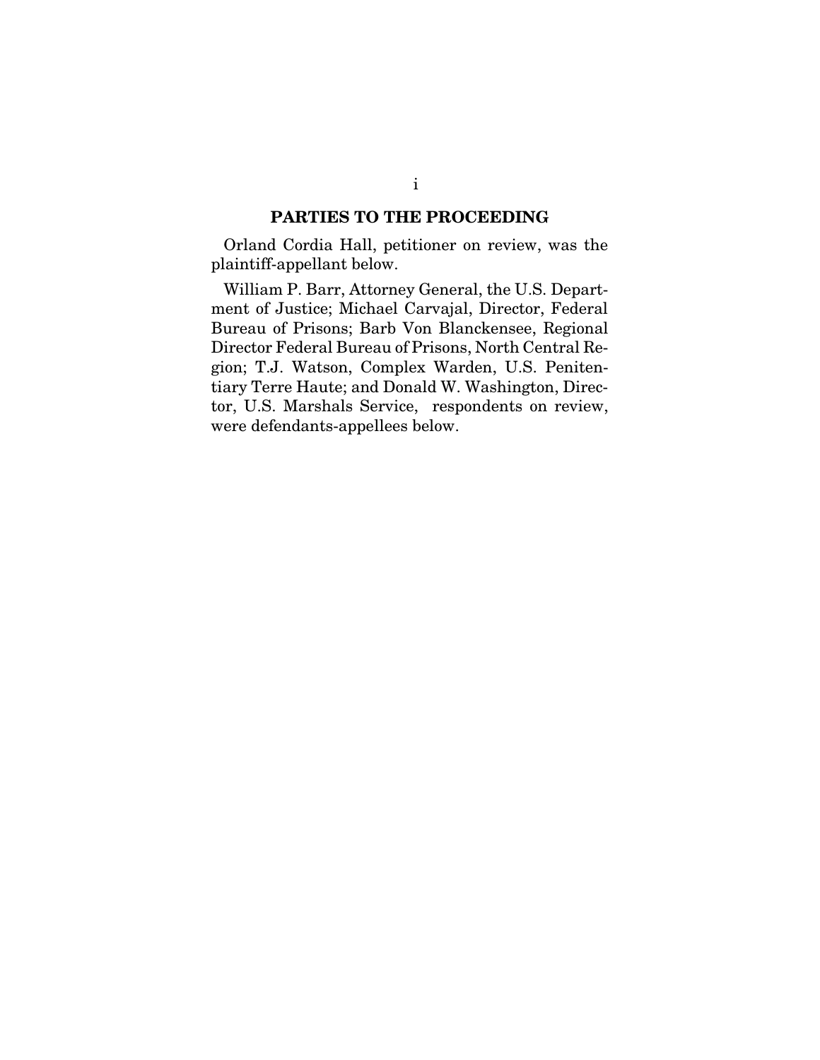## PARTIES TO THE PROCEEDING

Orland Cordia Hall, petitioner on review, was the plaintiff-appellant below.

William P. Barr, Attorney General, the U.S. Department of Justice; Michael Carvajal, Director, Federal Bureau of Prisons; Barb Von Blanckensee, Regional Director Federal Bureau of Prisons, North Central Region; T.J. Watson, Complex Warden, U.S. Penitentiary Terre Haute; and Donald W. Washington, Director, U.S. Marshals Service, respondents on review, were defendants-appellees below.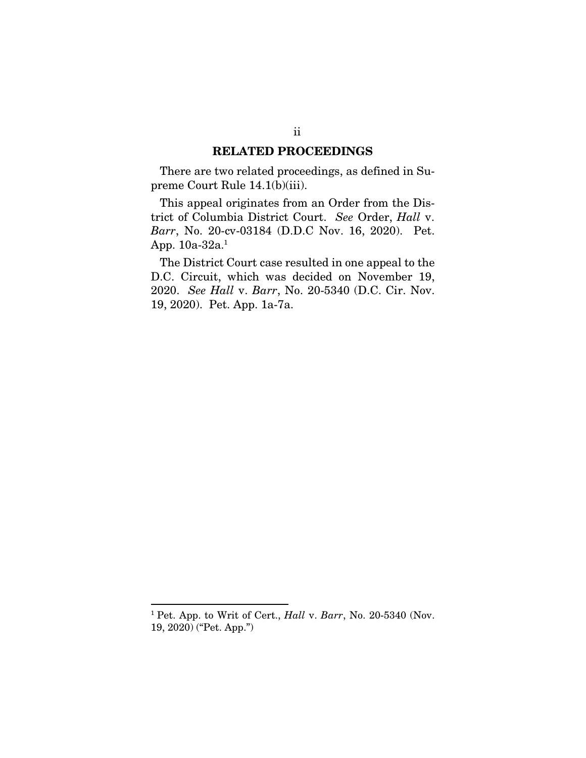## RELATED PROCEEDINGS

There are two related proceedings, as defined in Supreme Court Rule 14.1(b)(iii).

This appeal originates from an Order from the District of Columbia District Court. *See* Order, *Hall* v. *Barr*, No. 20-cv-03184 (D.D.C Nov. 16, 2020). Pet. App. 10a-32a.[1]

The District Court case resulted in one appeal to the D.C. Circuit, which was decided on November 19, 2020. *See Hall* v. *Barr*, No. 20-5340 (D.C. Cir. Nov. 19, 2020). Pet. App. 1a-7a.

---

[1] Pet. App. to Writ of Cert., *Hall* v. *Barr*, No. 20-5340 (Nov. 19, 2020) ("Pet. App.")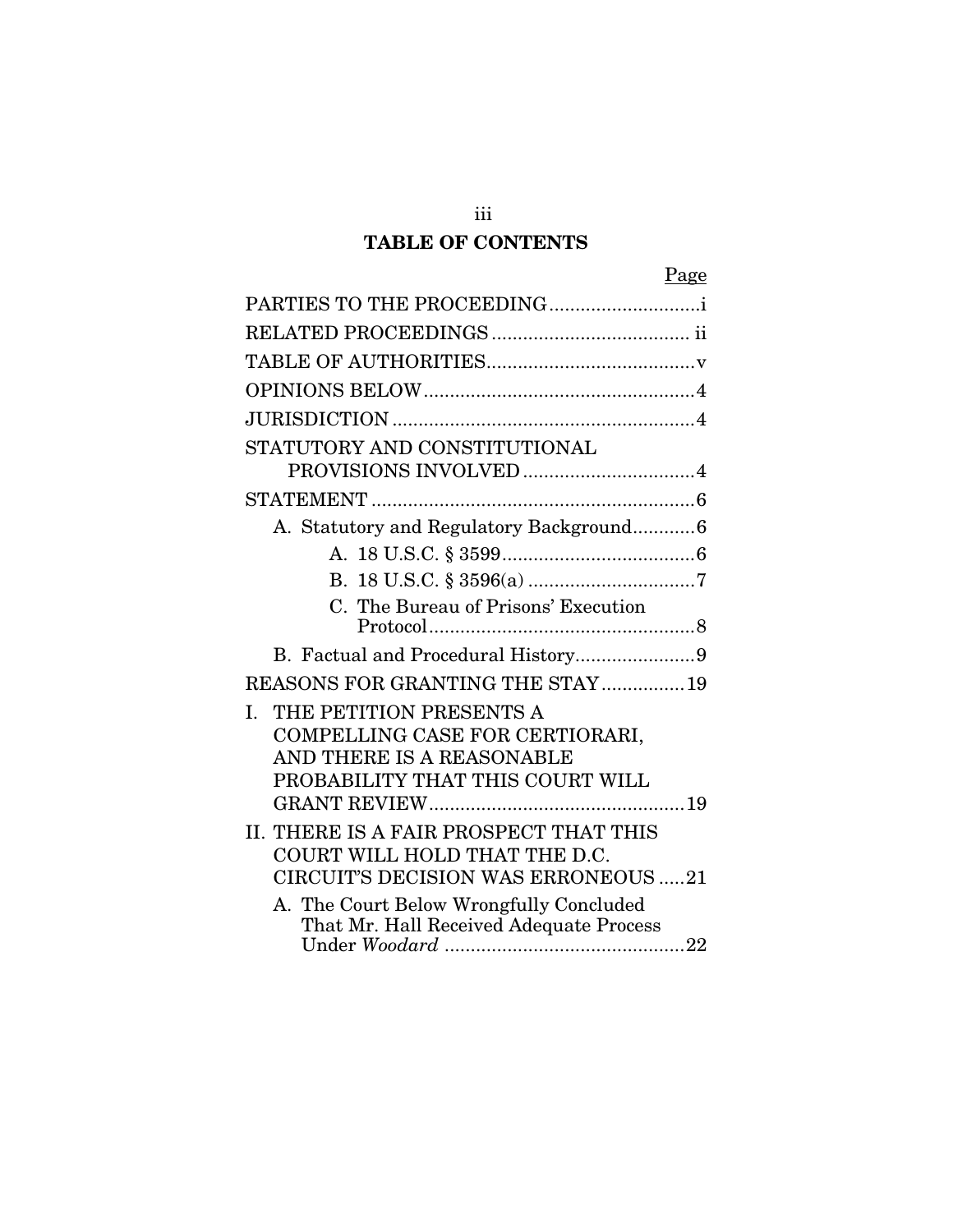# TABLE OF CONTENTS

| | Page |
|---|---|
| PARTIES TO THE PROCEEDING | i |
| RELATED PROCEEDINGS | ii |
| TABLE OF AUTHORITIES | v |
| OPINIONS BELOW | 4 |
| JURISDICTION | 4 |
| STATUTORY AND CONSTITUTIONAL PROVISIONS INVOLVED | 4 |
| STATEMENT | 6 |
| A. Statutory and Regulatory Background | 6 |
| A. 18 U.S.C. § 3599 | 6 |
| B. 18 U.S.C. § 3596(a) | 7 |
| C. The Bureau of Prisons' Execution Protocol | 8 |
| B. Factual and Procedural History | 9 |
| REASONS FOR GRANTING THE STAY | 19 |
| I. THE PETITION PRESENTS A COMPELLING CASE FOR CERTIORARI, AND THERE IS A REASONABLE PROBABILITY THAT THIS COURT WILL GRANT REVIEW | 19 |
| II. THERE IS A FAIR PROSPECT THAT THIS COURT WILL HOLD THAT THE D.C. CIRCUIT'S DECISION WAS ERRONEOUS | 21 |
| A. The Court Below Wrongfully Concluded That Mr. Hall Received Adequate Process Under *Woodard* | 22 |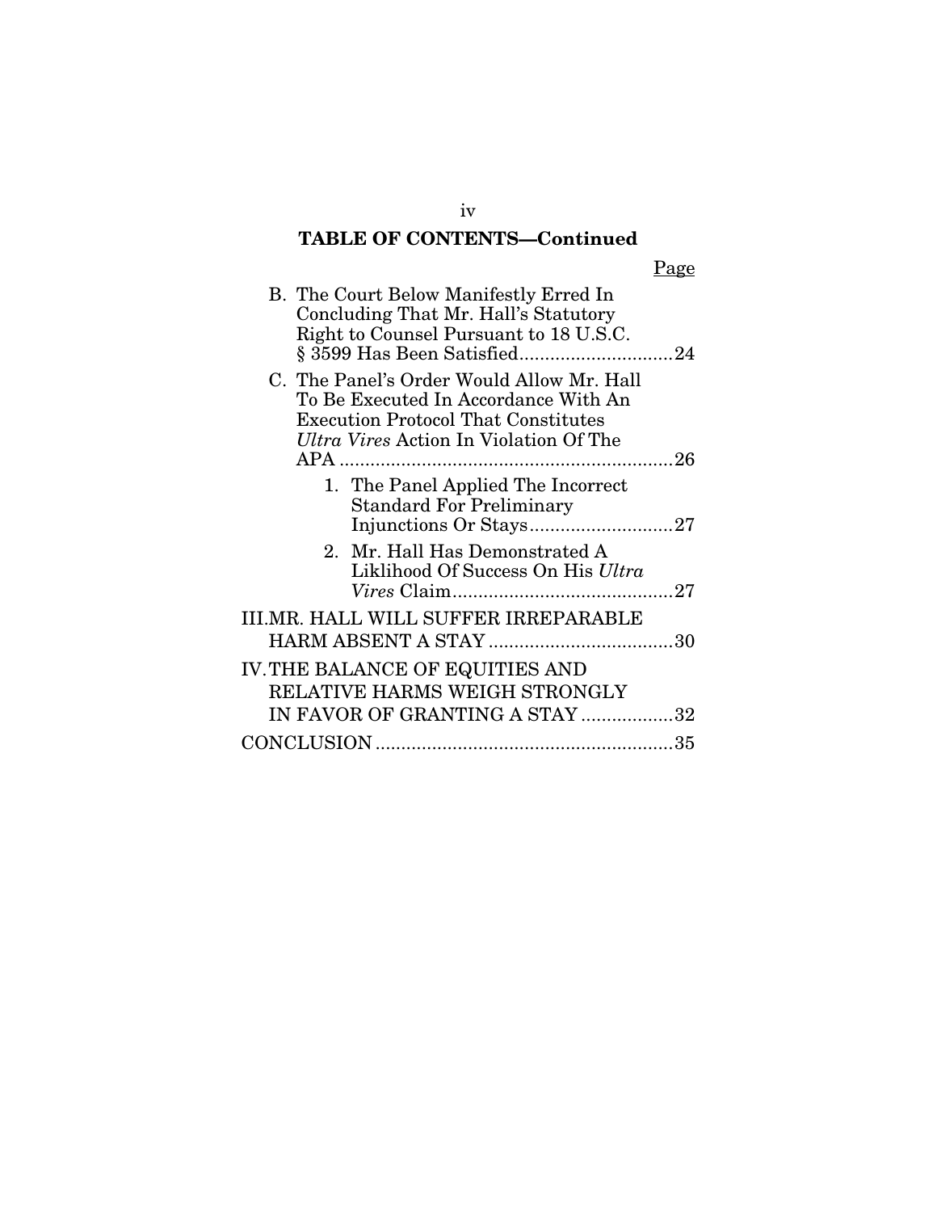## TABLE OF CONTENTS—Continued

| | Page |
|---|---|
| B. The Court Below Manifestly Erred In Concluding That Mr. Hall's Statutory Right to Counsel Pursuant to 18 U.S.C. § 3599 Has Been Satisfied | 24 |
| C. The Panel's Order Would Allow Mr. Hall To Be Executed In Accordance With An Execution Protocol That Constitutes *Ultra Vires* Action In Violation Of The APA | 26 |
| 1. The Panel Applied The Incorrect Standard For Preliminary Injunctions Or Stays | 27 |
| 2. Mr. Hall Has Demonstrated A Liklihood Of Success On His *Ultra Vires* Claim | 27 |
| III. MR. HALL WILL SUFFER IRREPARABLE HARM ABSENT A STAY | 30 |
| IV. THE BALANCE OF EQUITIES AND RELATIVE HARMS WEIGH STRONGLY IN FAVOR OF GRANTING A STAY | 32 |
| CONCLUSION | 35 |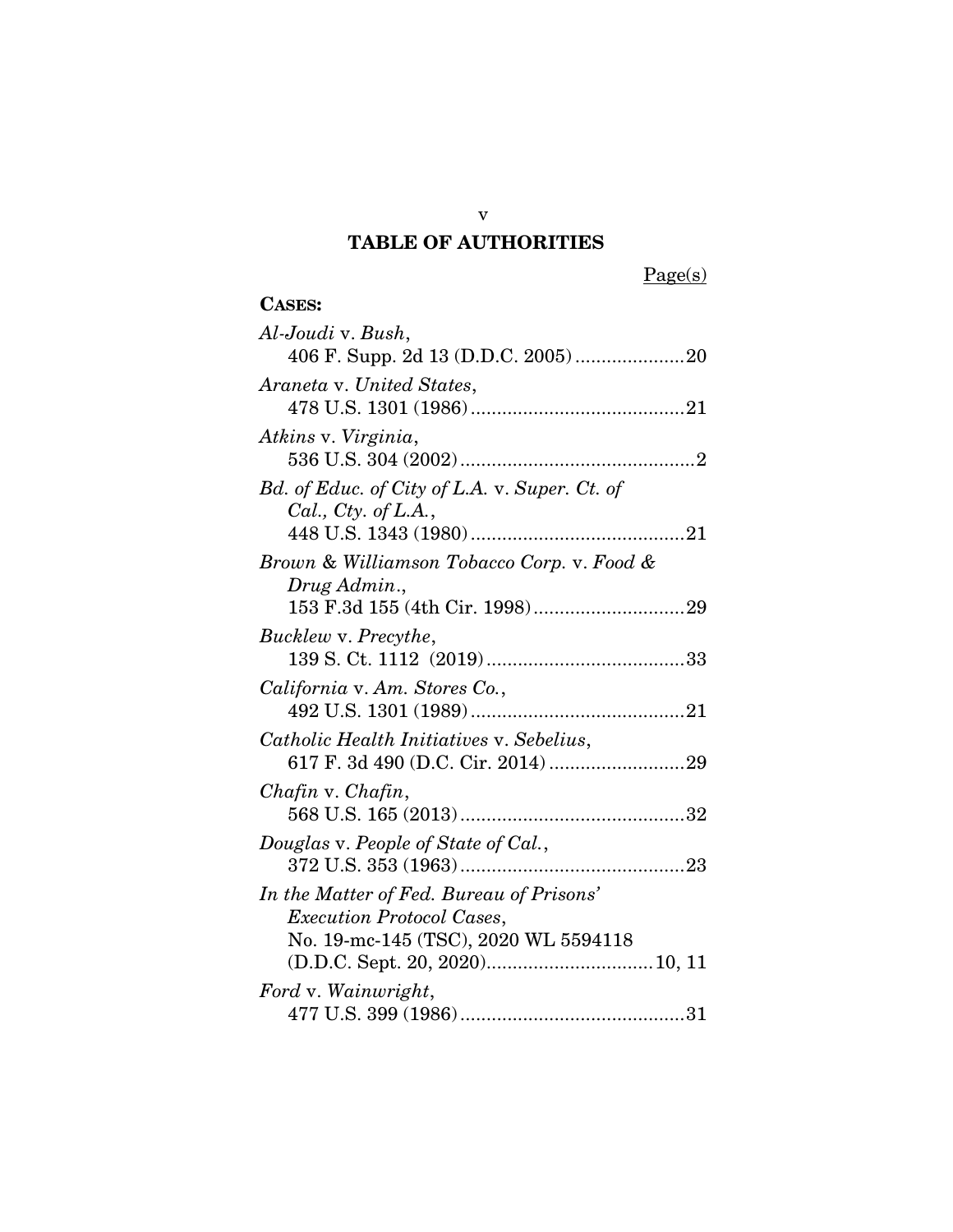## TABLE OF AUTHORITIES

Page(s)

**CASES:**

*Al-Joudi* v. *Bush*,
406 F. Supp. 2d 13 (D.D.C. 2005) .....................20

*Araneta* v. *United States*,
478 U.S. 1301 (1986) .........................................21

*Atkins* v. *Virginia*,
536 U.S. 304 (2002) .............................................2

*Bd. of Educ. of City of L.A.* v. *Super. Ct. of Cal., Cty. of L.A.*,
448 U.S. 1343 (1980) .........................................21

*Brown & Williamson Tobacco Corp.* v. *Food & Drug Admin.*,
153 F.3d 155 (4th Cir. 1998) .............................29

*Bucklew* v. *Precythe*,
139 S. Ct. 1112 (2019) ......................................33

*California* v. *Am. Stores Co.*,
492 U.S. 1301 (1989) .........................................21

*Catholic Health Initiatives* v. *Sebelius*,
617 F. 3d 490 (D.C. Cir. 2014) ..........................29

*Chafin* v. *Chafin*,
568 U.S. 165 (2013) ...........................................32

*Douglas* v. *People of State of Cal.*,
372 U.S. 353 (1963) ...........................................23

*In the Matter of Fed. Bureau of Prisons' Execution Protocol Cases*,
No. 19-mc-145 (TSC), 2020 WL 5594118 (D.D.C. Sept. 20, 2020) ................................10, 11

*Ford* v. *Wainwright*,
477 U.S. 399 (1986) ...........................................31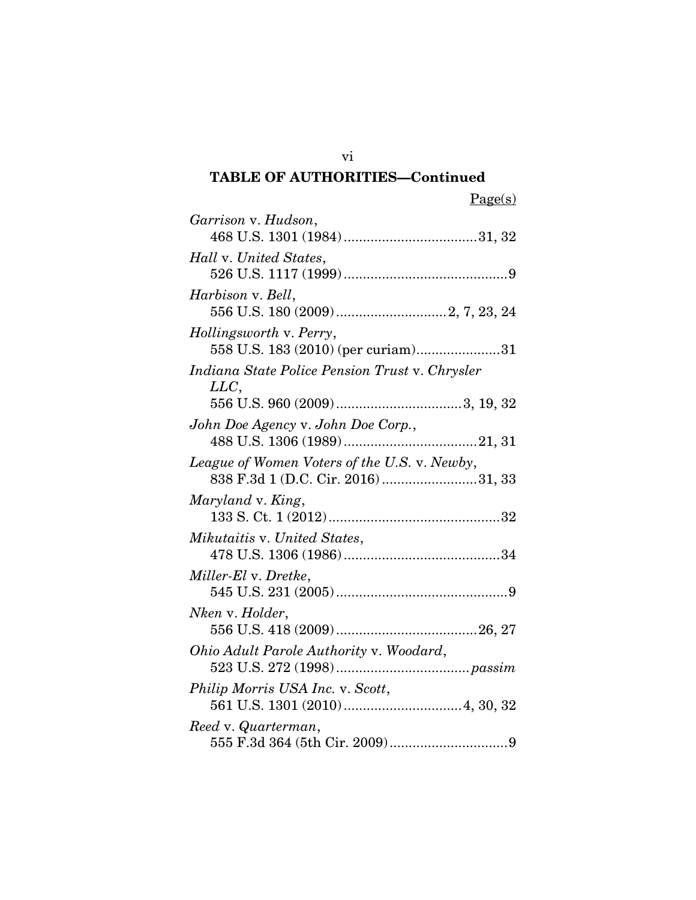## TABLE OF AUTHORITIES—Continued

Page(s)

*Garrison* v. *Hudson*,
468 U.S. 1301 (1984)....................................31, 32

*Hall* v. *United States*,
526 U.S. 1117 (1999)............................................9

*Harbison* v. *Bell*,
556 U.S. 180 (2009).............................2, 7, 23, 24

*Hollingsworth* v. *Perry*,
558 U.S. 183 (2010) (per curiam)......................31

*Indiana State Police Pension Trust* v. *Chrysler LLC*,
556 U.S. 960 (2009).................................3, 19, 32

*John Doe Agency* v. *John Doe Corp.*,
488 U.S. 1306 (1989)....................................21, 31

*League of Women Voters of the U.S.* v. *Newby*,
838 F.3d 1 (D.C. Cir. 2016).........................31, 33

*Maryland* v. *King*,
133 S. Ct. 1 (2012).............................................32

*Mikutaitis* v. *United States*,
478 U.S. 1306 (1986).........................................34

*Miller-El* v. *Dretke*,
545 U.S. 231 (2005).............................................9

*Nken* v. *Holder*,
556 U.S. 418 (2009).....................................26, 27

*Ohio Adult Parole Authority* v. *Woodard*,
523 U.S. 272 (1998)..................................*passim*

*Philip Morris USA Inc.* v. *Scott*,
561 U.S. 1301 (2010)...............................4, 30, 32

*Reed* v. *Quarterman*,
555 F.3d 364 (5th Cir. 2009)...............................9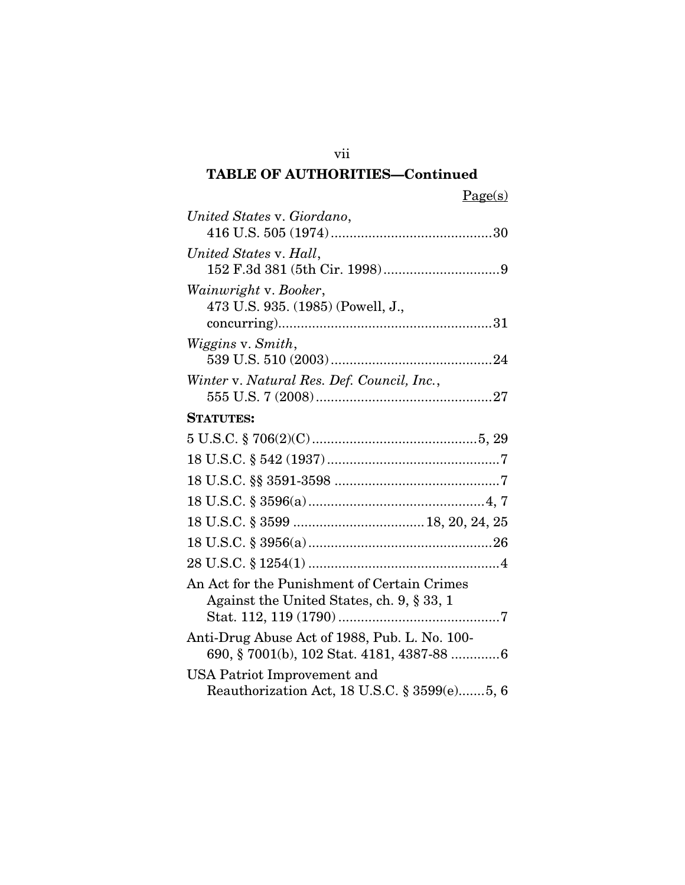## TABLE OF AUTHORITIES—Continued

Page(s)

*United States* v. *Giordano*,
416 U.S. 505 (1974) .......................................... 30

*United States* v. *Hall*,
152 F.3d 381 (5th Cir. 1998) .............................. 9

*Wainwright* v. *Booker*,
473 U.S. 935. (1985) (Powell, J., concurring) ........................................................ 31

*Wiggins* v. *Smith*,
539 U.S. 510 (2003) .......................................... 24

*Winter* v. *Natural Res. Def. Council, Inc.*,
555 U.S. 7 (2008) .............................................. 27

**STATUTES:**

5 U.S.C. § 706(2)(C) ........................................... 5, 29

18 U.S.C. § 542 (1937) ............................................. 7

18 U.S.C. §§ 3591-3598 ............................................ 7

18 U.S.C. § 3596(a) .............................................. 4, 7

18 U.S.C. § 3599 .................................. 18, 20, 24, 25

18 U.S.C. § 3956(a) ................................................ 26

28 U.S.C. § 1254(1) .................................................. 4

An Act for the Punishment of Certain Crimes Against the United States, ch. 9, § 33, 1 Stat. 112, 119 (1790) .......................................... 7

Anti-Drug Abuse Act of 1988, Pub. L. No. 100-690, § 7001(b), 102 Stat. 4181, 4387-88 ............ 6

USA Patriot Improvement and Reauthorization Act, 18 U.S.C. § 3599(e) ....... 5, 6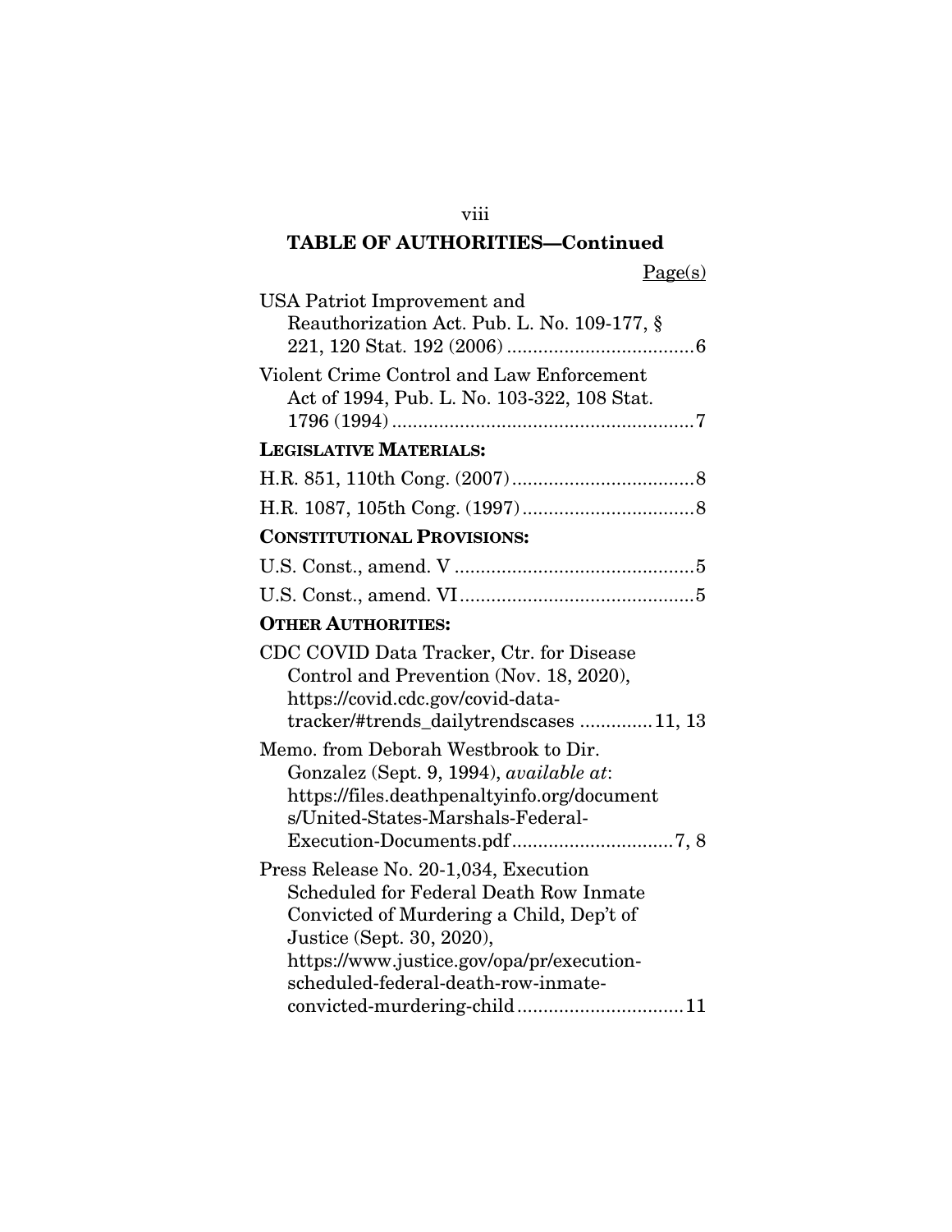## TABLE OF AUTHORITIES—Continued

Page(s)

USA Patriot Improvement and Reauthorization Act. Pub. L. No. 109-177, § 221, 120 Stat. 192 (2006) .................................... 6

Violent Crime Control and Law Enforcement Act of 1994, Pub. L. No. 103-322, 108 Stat. 1796 (1994) .......................................................... 7

**LEGISLATIVE MATERIALS:**

H.R. 851, 110th Cong. (2007) .................................. 8

H.R. 1087, 105th Cong. (1997) ................................ 8

**CONSTITUTIONAL PROVISIONS:**

U.S. Const., amend. V .............................................. 5

U.S. Const., amend. VI ............................................ 5

**OTHER AUTHORITIES:**

CDC COVID Data Tracker, Ctr. for Disease Control and Prevention (Nov. 18, 2020), https://covid.cdc.gov/covid-data-tracker/#trends_dailytrendscases ............. 11, 13

Memo. from Deborah Westbrook to Dir. Gonzalez (Sept. 9, 1994), *available at*: https://files.deathpenaltyinfo.org/documents/United-States-Marshals-Federal-Execution-Documents.pdf ............................... 7, 8

Press Release No. 20-1,034, Execution Scheduled for Federal Death Row Inmate Convicted of Murdering a Child, Dep't of Justice (Sept. 30, 2020), https://www.justice.gov/opa/pr/execution-scheduled-federal-death-row-inmate-convicted-murdering-child ................................ 11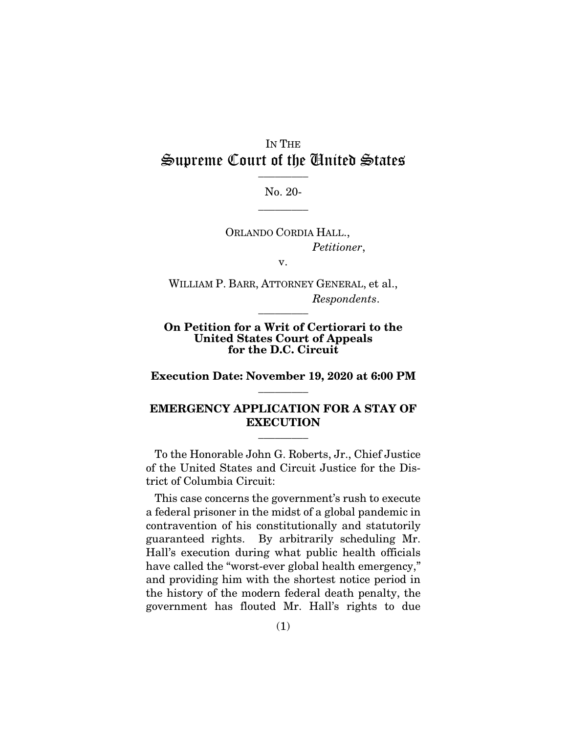IN THE

# Supreme Court of the United States

---

No. 20-

---

ORLANDO CORDIA HALL.,
*Petitioner*,

v.

WILLIAM P. BARR, ATTORNEY GENERAL, et al.,
*Respondents*.

---

**On Petition for a Writ of Certiorari to the United States Court of Appeals for the D.C. Circuit**

**Execution Date: November 19, 2020 at 6:00 PM**

---

**EMERGENCY APPLICATION FOR A STAY OF EXECUTION**

---

To the Honorable John G. Roberts, Jr., Chief Justice of the United States and Circuit Justice for the District of Columbia Circuit:

This case concerns the government's rush to execute a federal prisoner in the midst of a global pandemic in contravention of his constitutionally and statutorily guaranteed rights. By arbitrarily scheduling Mr. Hall's execution during what public health officials have called the "worst-ever global health emergency," and providing him with the shortest notice period in the history of the modern federal death penalty, the government has flouted Mr. Hall's rights to due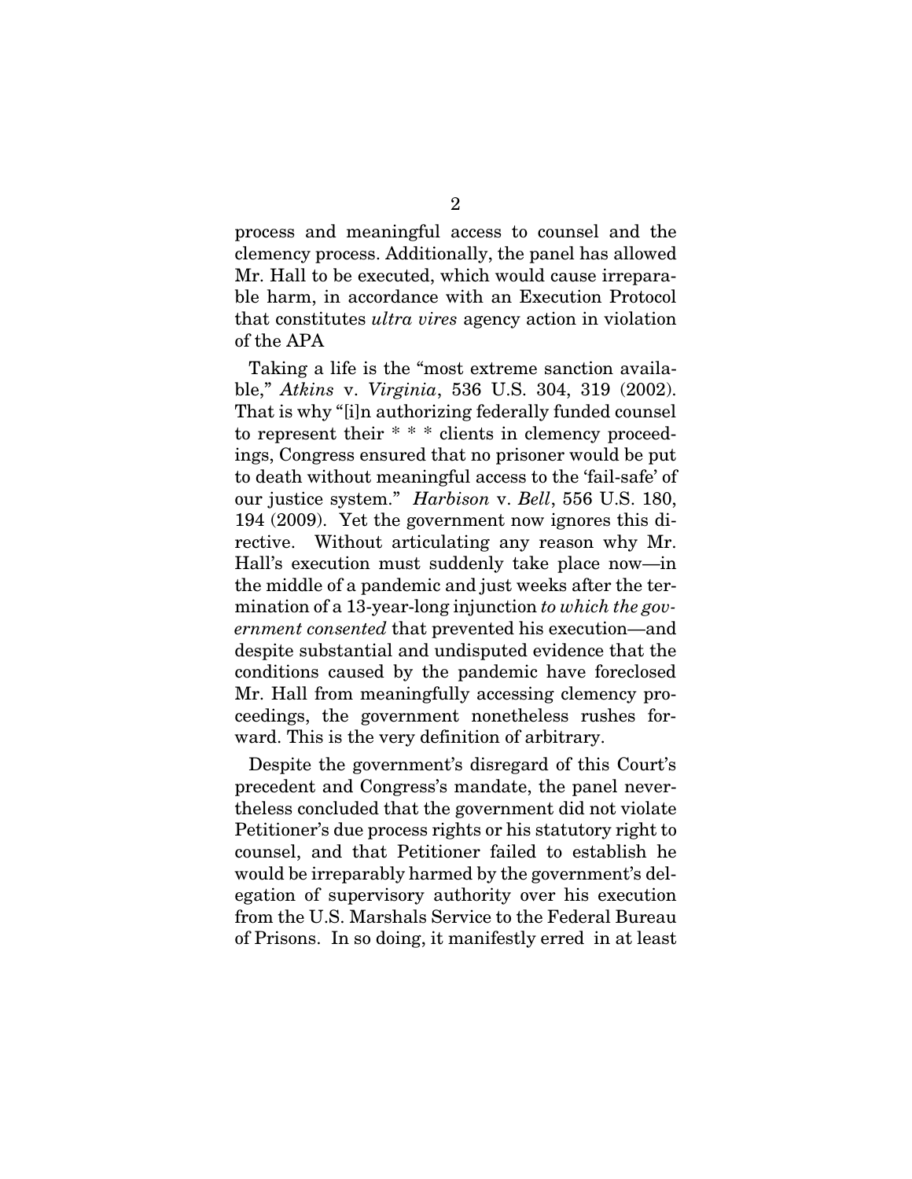process and meaningful access to counsel and the clemency process. Additionally, the panel has allowed Mr. Hall to be executed, which would cause irreparable harm, in accordance with an Execution Protocol that constitutes *ultra vires* agency action in violation of the APA

Taking a life is the "most extreme sanction available," *Atkins* v. *Virginia*, 536 U.S. 304, 319 (2002). That is why "[i]n authorizing federally funded counsel to represent their * * * clients in clemency proceedings, Congress ensured that no prisoner would be put to death without meaningful access to the 'fail-safe' of our justice system." *Harbison* v. *Bell*, 556 U.S. 180, 194 (2009). Yet the government now ignores this directive. Without articulating any reason why Mr. Hall's execution must suddenly take place now—in the middle of a pandemic and just weeks after the termination of a 13-year-long injunction *to which the government consented* that prevented his execution—and despite substantial and undisputed evidence that the conditions caused by the pandemic have foreclosed Mr. Hall from meaningfully accessing clemency proceedings, the government nonetheless rushes forward. This is the very definition of arbitrary.

Despite the government's disregard of this Court's precedent and Congress's mandate, the panel nevertheless concluded that the government did not violate Petitioner's due process rights or his statutory right to counsel, and that Petitioner failed to establish he would be irreparably harmed by the government's delegation of supervisory authority over his execution from the U.S. Marshals Service to the Federal Bureau of Prisons. In so doing, it manifestly erred in at least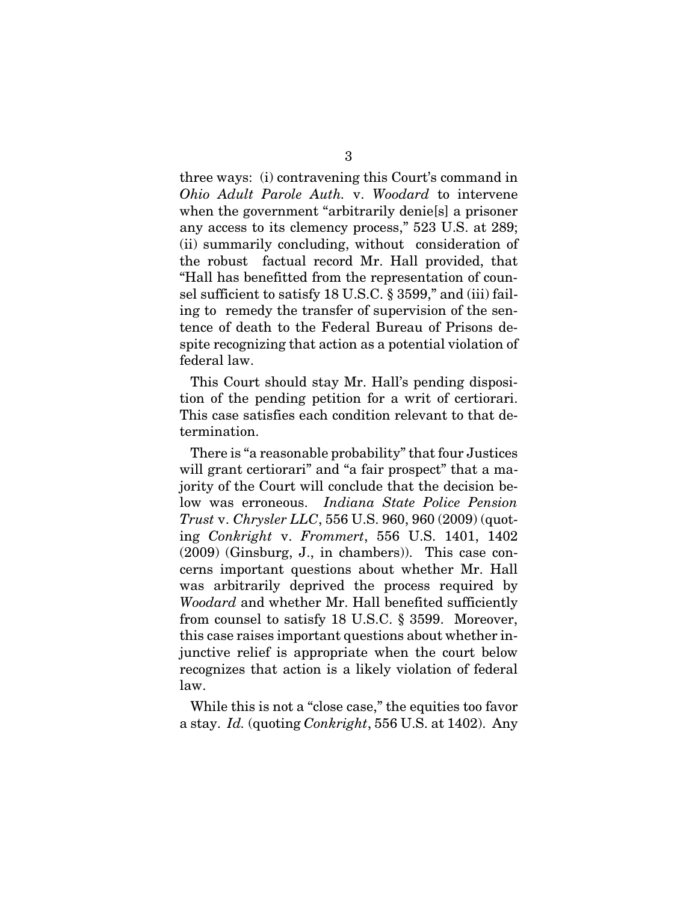three ways: (i) contravening this Court's command in *Ohio Adult Parole Auth.* v. *Woodard* to intervene when the government "arbitrarily denie[s] a prisoner any access to its clemency process," 523 U.S. at 289; (ii) summarily concluding, without consideration of the robust factual record Mr. Hall provided, that "Hall has benefitted from the representation of counsel sufficient to satisfy 18 U.S.C. § 3599," and (iii) failing to remedy the transfer of supervision of the sentence of death to the Federal Bureau of Prisons despite recognizing that action as a potential violation of federal law.

This Court should stay Mr. Hall's pending disposition of the pending petition for a writ of certiorari. This case satisfies each condition relevant to that determination.

There is "a reasonable probability" that four Justices will grant certiorari" and "a fair prospect" that a majority of the Court will conclude that the decision below was erroneous. *Indiana State Police Pension Trust* v. *Chrysler LLC*, 556 U.S. 960, 960 (2009) (quoting *Conkright* v. *Frommert*, 556 U.S. 1401, 1402 (2009) (Ginsburg, J., in chambers)). This case concerns important questions about whether Mr. Hall was arbitrarily deprived the process required by *Woodard* and whether Mr. Hall benefited sufficiently from counsel to satisfy 18 U.S.C. § 3599. Moreover, this case raises important questions about whether injunctive relief is appropriate when the court below recognizes that action is a likely violation of federal law.

While this is not a "close case," the equities too favor a stay. *Id.* (quoting *Conkright*, 556 U.S. at 1402). Any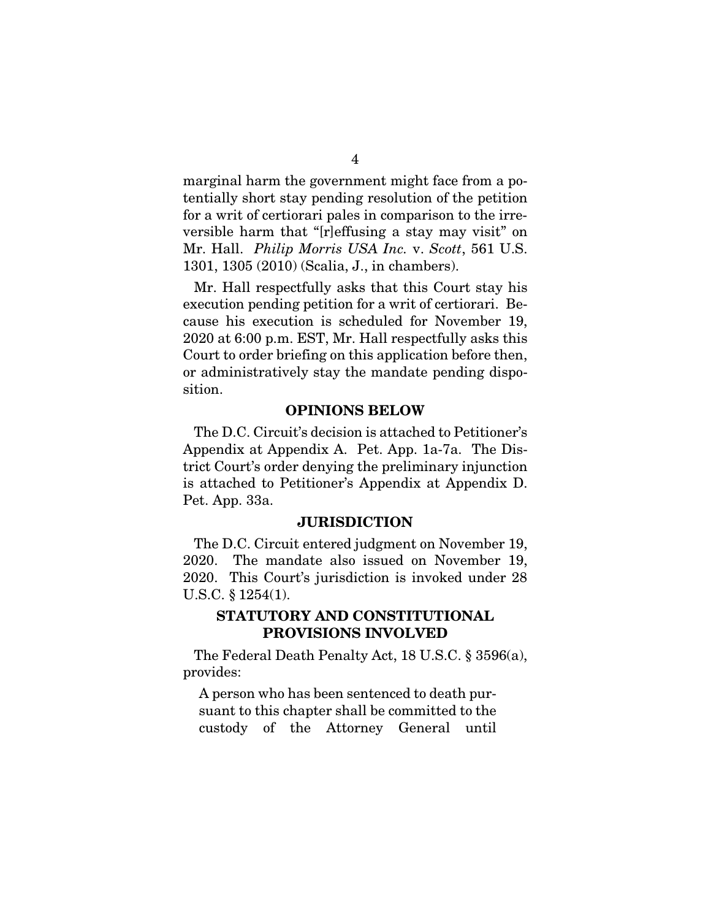marginal harm the government might face from a potentially short stay pending resolution of the petition for a writ of certiorari pales in comparison to the irreversible harm that "[r]effusing a stay may visit" on Mr. Hall. *Philip Morris USA Inc.* v. *Scott*, 561 U.S. 1301, 1305 (2010) (Scalia, J., in chambers).

Mr. Hall respectfully asks that this Court stay his execution pending petition for a writ of certiorari. Because his execution is scheduled for November 19, 2020 at 6:00 p.m. EST, Mr. Hall respectfully asks this Court to order briefing on this application before then, or administratively stay the mandate pending disposition.

## OPINIONS BELOW

The D.C. Circuit's decision is attached to Petitioner's Appendix at Appendix A. Pet. App. 1a-7a. The District Court's order denying the preliminary injunction is attached to Petitioner's Appendix at Appendix D. Pet. App. 33a.

## JURISDICTION

The D.C. Circuit entered judgment on November 19, 2020. The mandate also issued on November 19, 2020. This Court's jurisdiction is invoked under 28 U.S.C. § 1254(1).

## STATUTORY AND CONSTITUTIONAL PROVISIONS INVOLVED

The Federal Death Penalty Act, 18 U.S.C. § 3596(a), provides:

> A person who has been sentenced to death pursuant to this chapter shall be committed to the custody of the Attorney General until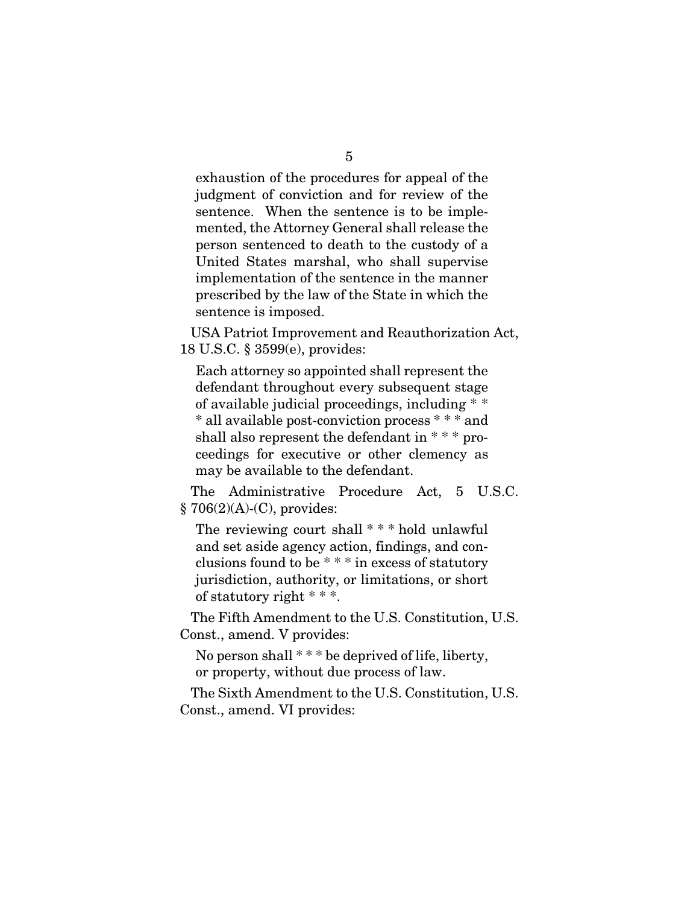> exhaustion of the procedures for appeal of the judgment of conviction and for review of the sentence. When the sentence is to be implemented, the Attorney General shall release the person sentenced to death to the custody of a United States marshal, who shall supervise implementation of the sentence in the manner prescribed by the law of the State in which the sentence is imposed.

USA Patriot Improvement and Reauthorization Act, 18 U.S.C. § 3599(e), provides:

> Each attorney so appointed shall represent the defendant throughout every subsequent stage of available judicial proceedings, including * * * all available post-conviction process * * * and shall also represent the defendant in * * * proceedings for executive or other clemency as may be available to the defendant.

The Administrative Procedure Act, 5 U.S.C. § 706(2)(A)-(C), provides:

> The reviewing court shall * * * hold unlawful and set aside agency action, findings, and conclusions found to be * * * in excess of statutory jurisdiction, authority, or limitations, or short of statutory right * * *.

The Fifth Amendment to the U.S. Constitution, U.S. Const., amend. V provides:

> No person shall * * * be deprived of life, liberty, or property, without due process of law.

The Sixth Amendment to the U.S. Constitution, U.S. Const., amend. VI provides: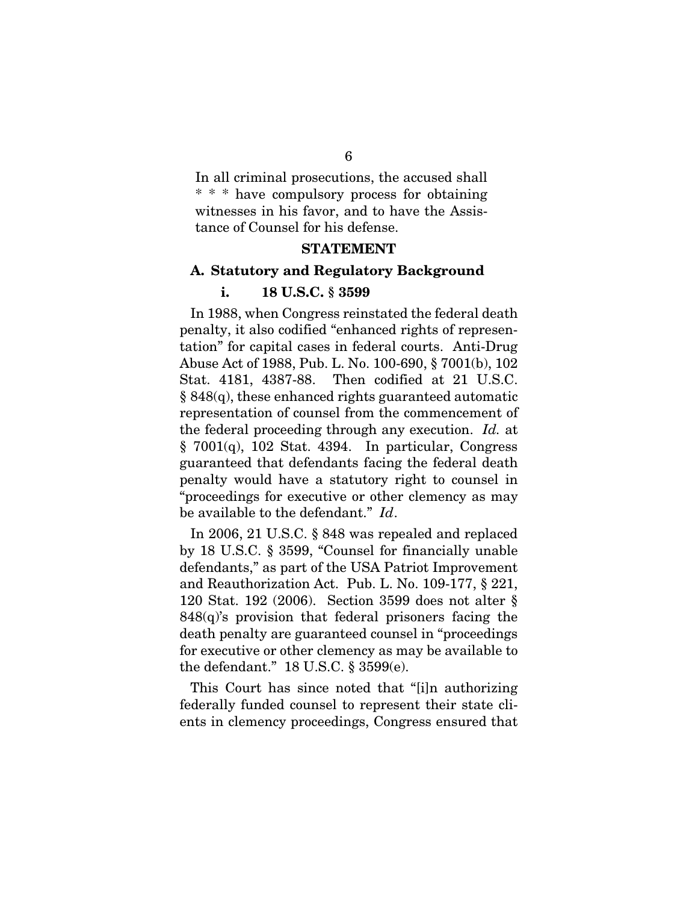> In all criminal prosecutions, the accused shall * * * have compulsory process for obtaining witnesses in his favor, and to have the Assistance of Counsel for his defense.

## STATEMENT

### A. Statutory and Regulatory Background

#### i. 18 U.S.C. § 3599

In 1988, when Congress reinstated the federal death penalty, it also codified "enhanced rights of representation" for capital cases in federal courts. Anti-Drug Abuse Act of 1988, Pub. L. No. 100-690, § 7001(b), 102 Stat. 4181, 4387-88. Then codified at 21 U.S.C. § 848(q), these enhanced rights guaranteed automatic representation of counsel from the commencement of the federal proceeding through any execution. *Id.* at § 7001(q), 102 Stat. 4394. In particular, Congress guaranteed that defendants facing the federal death penalty would have a statutory right to counsel in "proceedings for executive or other clemency as may be available to the defendant." *Id*.

In 2006, 21 U.S.C. § 848 was repealed and replaced by 18 U.S.C. § 3599, "Counsel for financially unable defendants," as part of the USA Patriot Improvement and Reauthorization Act. Pub. L. No. 109-177, § 221, 120 Stat. 192 (2006). Section 3599 does not alter § 848(q)'s provision that federal prisoners facing the death penalty are guaranteed counsel in "proceedings for executive or other clemency as may be available to the defendant." 18 U.S.C. § 3599(e).

This Court has since noted that "[i]n authorizing federally funded counsel to represent their state clients in clemency proceedings, Congress ensured that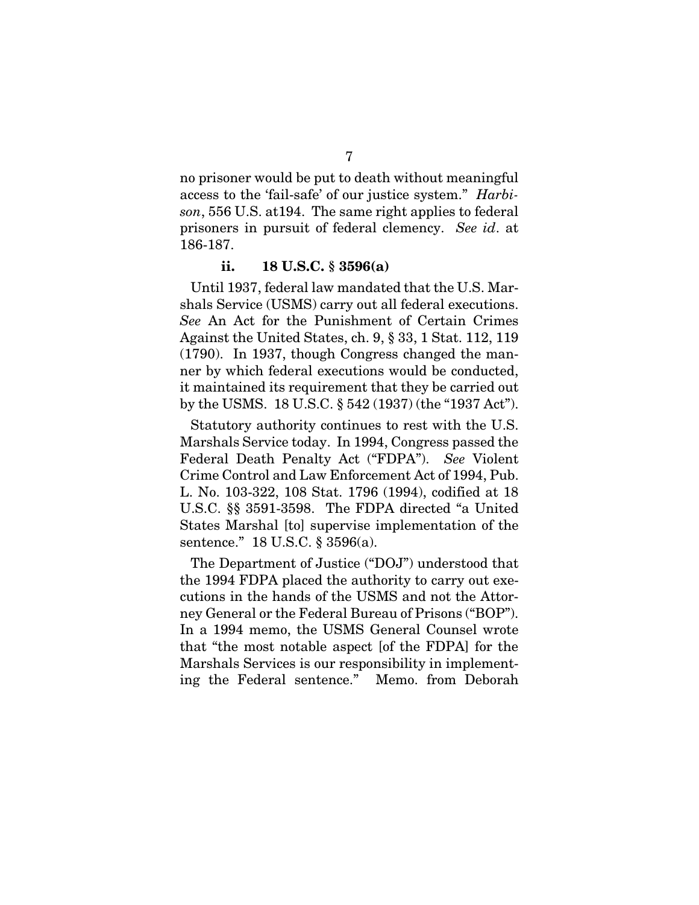no prisoner would be put to death without meaningful access to the 'fail-safe' of our justice system." *Harbison*, 556 U.S. at194. The same right applies to federal prisoners in pursuit of federal clemency. *See id*. at 186-187.

### ii. 18 U.S.C. § 3596(a)

Until 1937, federal law mandated that the U.S. Marshals Service (USMS) carry out all federal executions. *See* An Act for the Punishment of Certain Crimes Against the United States, ch. 9, § 33, 1 Stat. 112, 119 (1790). In 1937, though Congress changed the manner by which federal executions would be conducted, it maintained its requirement that they be carried out by the USMS. 18 U.S.C. § 542 (1937) (the "1937 Act").

Statutory authority continues to rest with the U.S. Marshals Service today. In 1994, Congress passed the Federal Death Penalty Act ("FDPA"). *See* Violent Crime Control and Law Enforcement Act of 1994, Pub. L. No. 103-322, 108 Stat. 1796 (1994), codified at 18 U.S.C. §§ 3591-3598. The FDPA directed "a United States Marshal [to] supervise implementation of the sentence." 18 U.S.C. § 3596(a).

The Department of Justice ("DOJ") understood that the 1994 FDPA placed the authority to carry out executions in the hands of the USMS and not the Attorney General or the Federal Bureau of Prisons ("BOP"). In a 1994 memo, the USMS General Counsel wrote that "the most notable aspect [of the FDPA] for the Marshals Services is our responsibility in implementing the Federal sentence." Memo. from Deborah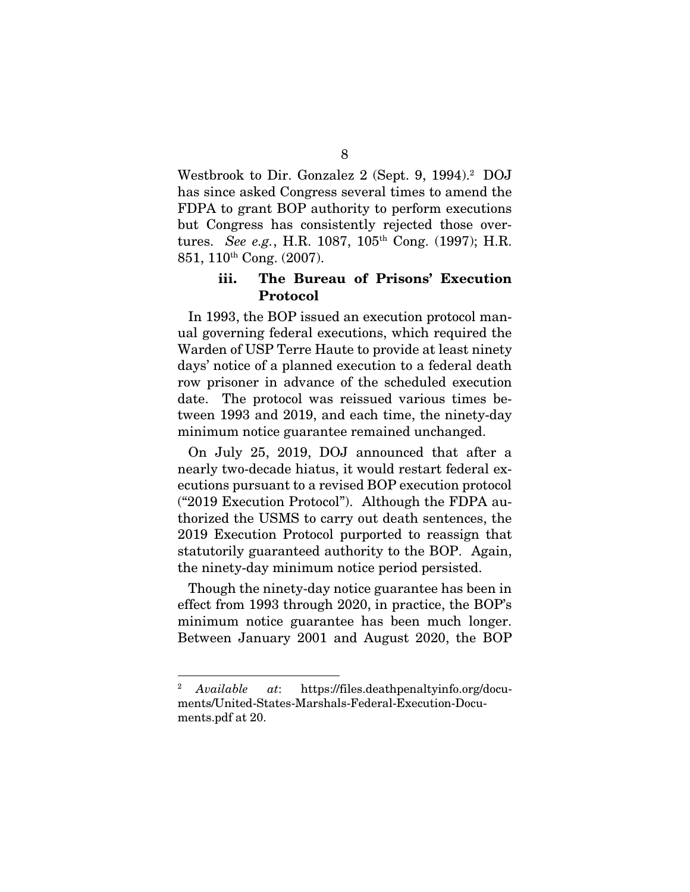Westbrook to Dir. Gonzalez 2 (Sept. 9, 1994).[2] DOJ has since asked Congress several times to amend the FDPA to grant BOP authority to perform executions but Congress has consistently rejected those overtures. *See e.g.*, H.R. 1087, 105th Cong. (1997); H.R. 851, 110th Cong. (2007).

### iii. The Bureau of Prisons' Execution Protocol

In 1993, the BOP issued an execution protocol manual governing federal executions, which required the Warden of USP Terre Haute to provide at least ninety days' notice of a planned execution to a federal death row prisoner in advance of the scheduled execution date. The protocol was reissued various times between 1993 and 2019, and each time, the ninety-day minimum notice guarantee remained unchanged.

On July 25, 2019, DOJ announced that after a nearly two-decade hiatus, it would restart federal executions pursuant to a revised BOP execution protocol ("2019 Execution Protocol"). Although the FDPA authorized the USMS to carry out death sentences, the 2019 Execution Protocol purported to reassign that statutorily guaranteed authority to the BOP. Again, the ninety-day minimum notice period persisted.

Though the ninety-day notice guarantee has been in effect from 1993 through 2020, in practice, the BOP's minimum notice guarantee has been much longer. Between January 2001 and August 2020, the BOP

---

[2] *Available at*: https://files.deathpenaltyinfo.org/documents/United-States-Marshals-Federal-Execution-Documents.pdf at 20.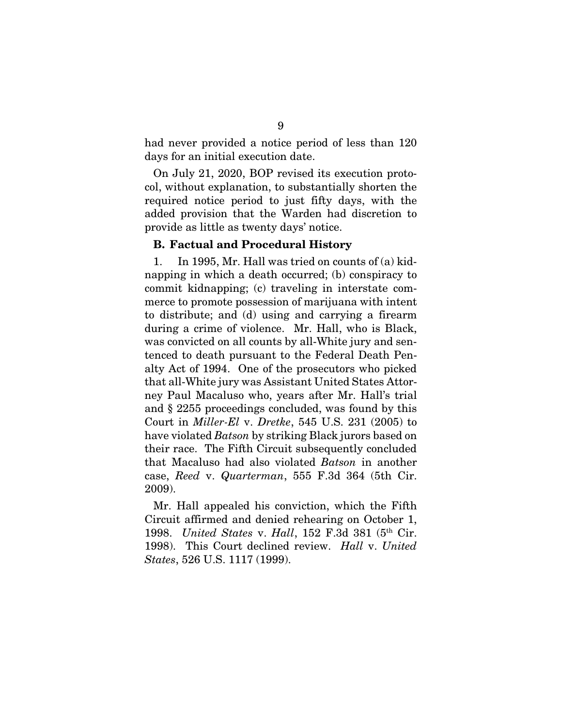had never provided a notice period of less than 120 days for an initial execution date.

On July 21, 2020, BOP revised its execution protocol, without explanation, to substantially shorten the required notice period to just fifty days, with the added provision that the Warden had discretion to provide as little as twenty days' notice.

### B. Factual and Procedural History

1. In 1995, Mr. Hall was tried on counts of (a) kidnapping in which a death occurred; (b) conspiracy to commit kidnapping; (c) traveling in interstate commerce to promote possession of marijuana with intent to distribute; and (d) using and carrying a firearm during a crime of violence. Mr. Hall, who is Black, was convicted on all counts by all-White jury and sentenced to death pursuant to the Federal Death Penalty Act of 1994. One of the prosecutors who picked that all-White jury was Assistant United States Attorney Paul Macaluso who, years after Mr. Hall's trial and § 2255 proceedings concluded, was found by this Court in *Miller-El* v. *Dretke*, 545 U.S. 231 (2005) to have violated *Batson* by striking Black jurors based on their race. The Fifth Circuit subsequently concluded that Macaluso had also violated *Batson* in another case, *Reed* v. *Quarterman*, 555 F.3d 364 (5th Cir. 2009).

Mr. Hall appealed his conviction, which the Fifth Circuit affirmed and denied rehearing on October 1, 1998. *United States* v. *Hall*, 152 F.3d 381 (5th Cir. 1998). This Court declined review. *Hall* v. *United States*, 526 U.S. 1117 (1999).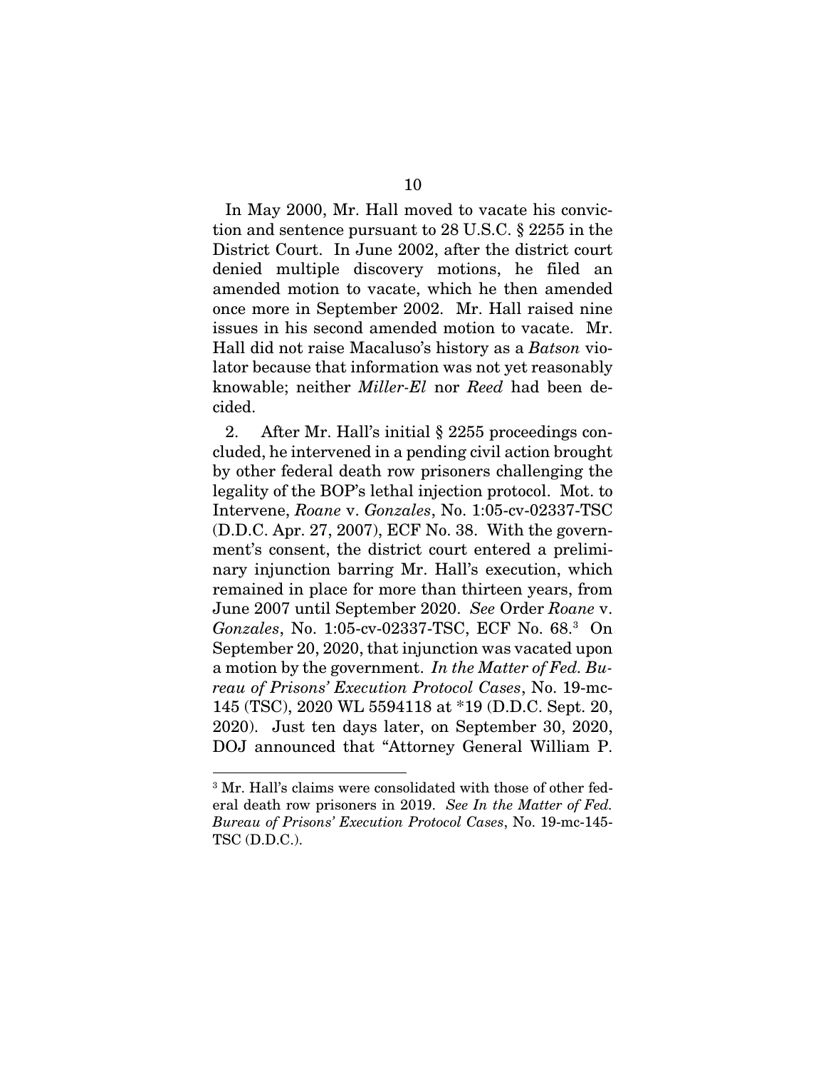In May 2000, Mr. Hall moved to vacate his conviction and sentence pursuant to 28 U.S.C. § 2255 in the District Court. In June 2002, after the district court denied multiple discovery motions, he filed an amended motion to vacate, which he then amended once more in September 2002. Mr. Hall raised nine issues in his second amended motion to vacate. Mr. Hall did not raise Macaluso's history as a *Batson* violator because that information was not yet reasonably knowable; neither *Miller-El* nor *Reed* had been decided.

2. After Mr. Hall's initial § 2255 proceedings concluded, he intervened in a pending civil action brought by other federal death row prisoners challenging the legality of the BOP's lethal injection protocol. Mot. to Intervene, *Roane* v. *Gonzales*, No. 1:05-cv-02337-TSC (D.D.C. Apr. 27, 2007), ECF No. 38. With the government's consent, the district court entered a preliminary injunction barring Mr. Hall's execution, which remained in place for more than thirteen years, from June 2007 until September 2020. *See* Order *Roane* v. *Gonzales*, No. 1:05-cv-02337-TSC, ECF No. 68.[3] On September 20, 2020, that injunction was vacated upon a motion by the government. *In the Matter of Fed. Bureau of Prisons' Execution Protocol Cases*, No. 19-mc-145 (TSC), 2020 WL 5594118 at *19 (D.D.C. Sept. 20, 2020). Just ten days later, on September 30, 2020, DOJ announced that "Attorney General William P.

[3] Mr. Hall's claims were consolidated with those of other federal death row prisoners in 2019. *See In the Matter of Fed. Bureau of Prisons' Execution Protocol Cases*, No. 19-mc-145-TSC (D.D.C.).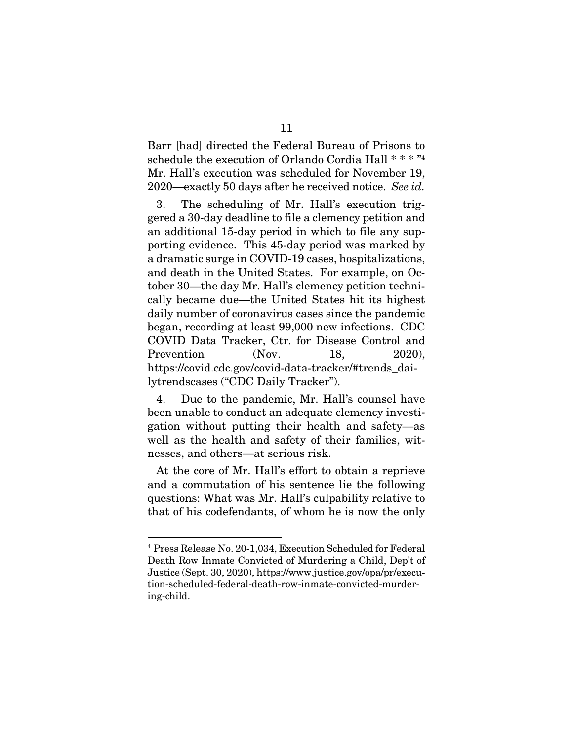Barr [had] directed the Federal Bureau of Prisons to schedule the execution of Orlando Cordia Hall * * * "[4] Mr. Hall's execution was scheduled for November 19, 2020—exactly 50 days after he received notice. *See id.*

3. The scheduling of Mr. Hall's execution triggered a 30-day deadline to file a clemency petition and an additional 15-day period in which to file any supporting evidence. This 45-day period was marked by a dramatic surge in COVID-19 cases, hospitalizations, and death in the United States. For example, on October 30—the day Mr. Hall's clemency petition technically became due—the United States hit its highest daily number of coronavirus cases since the pandemic began, recording at least 99,000 new infections. CDC COVID Data Tracker, Ctr. for Disease Control and Prevention (Nov. 18, 2020), https://covid.cdc.gov/covid-data-tracker/#trends_dailytrendscases ("CDC Daily Tracker").

4. Due to the pandemic, Mr. Hall's counsel have been unable to conduct an adequate clemency investigation without putting their health and safety—as well as the health and safety of their families, witnesses, and others—at serious risk.

At the core of Mr. Hall's effort to obtain a reprieve and a commutation of his sentence lie the following questions: What was Mr. Hall's culpability relative to that of his codefendants, of whom he is now the only

---

[4] Press Release No. 20-1,034, Execution Scheduled for Federal Death Row Inmate Convicted of Murdering a Child, Dep't of Justice (Sept. 30, 2020), https://www.justice.gov/opa/pr/execution-scheduled-federal-death-row-inmate-convicted-murdering-child.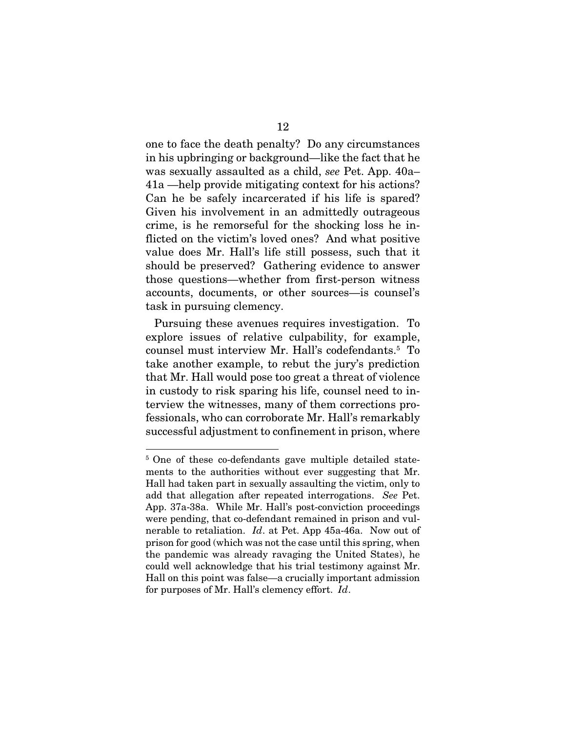one to face the death penalty? Do any circumstances in his upbringing or background—like the fact that he was sexually assaulted as a child, *see* Pet. App. 40a–41a —help provide mitigating context for his actions? Can he be safely incarcerated if his life is spared? Given his involvement in an admittedly outrageous crime, is he remorseful for the shocking loss he inflicted on the victim's loved ones? And what positive value does Mr. Hall's life still possess, such that it should be preserved? Gathering evidence to answer those questions—whether from first-person witness accounts, documents, or other sources—is counsel's task in pursuing clemency.

Pursuing these avenues requires investigation. To explore issues of relative culpability, for example, counsel must interview Mr. Hall's codefendants.[5] To take another example, to rebut the jury's prediction that Mr. Hall would pose too great a threat of violence in custody to risk sparing his life, counsel need to interview the witnesses, many of them corrections professionals, who can corroborate Mr. Hall's remarkably successful adjustment to confinement in prison, where

---

[5] One of these co-defendants gave multiple detailed statements to the authorities without ever suggesting that Mr. Hall had taken part in sexually assaulting the victim, only to add that allegation after repeated interrogations. *See* Pet. App. 37a-38a. While Mr. Hall's post-conviction proceedings were pending, that co-defendant remained in prison and vulnerable to retaliation. *Id*. at Pet. App 45a-46a. Now out of prison for good (which was not the case until this spring, when the pandemic was already ravaging the United States), he could well acknowledge that his trial testimony against Mr. Hall on this point was false—a crucially important admission for purposes of Mr. Hall's clemency effort. *Id*.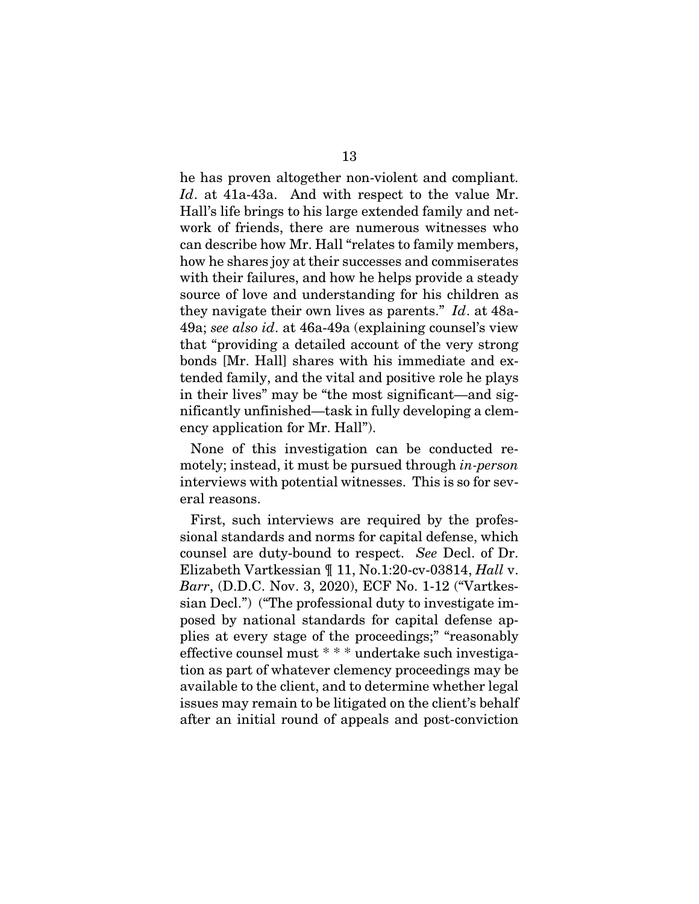he has proven altogether non-violent and compliant. *Id*. at 41a-43a. And with respect to the value Mr. Hall's life brings to his large extended family and network of friends, there are numerous witnesses who can describe how Mr. Hall "relates to family members, how he shares joy at their successes and commiserates with their failures, and how he helps provide a steady source of love and understanding for his children as they navigate their own lives as parents." *Id*. at 48a-49a; *see also id*. at 46a-49a (explaining counsel's view that "providing a detailed account of the very strong bonds [Mr. Hall] shares with his immediate and extended family, and the vital and positive role he plays in their lives" may be "the most significant—and significantly unfinished—task in fully developing a clemency application for Mr. Hall").

None of this investigation can be conducted remotely; instead, it must be pursued through *in-person* interviews with potential witnesses. This is so for several reasons.

First, such interviews are required by the professional standards and norms for capital defense, which counsel are duty-bound to respect. *See* Decl. of Dr. Elizabeth Vartkessian ¶ 11, No.1:20-cv-03814, *Hall* v. *Barr*, (D.D.C. Nov. 3, 2020), ECF No. 1-12 ("Vartkessian Decl.") ("The professional duty to investigate imposed by national standards for capital defense applies at every stage of the proceedings;" "reasonably effective counsel must * * * undertake such investigation as part of whatever clemency proceedings may be available to the client, and to determine whether legal issues may remain to be litigated on the client's behalf after an initial round of appeals and post-conviction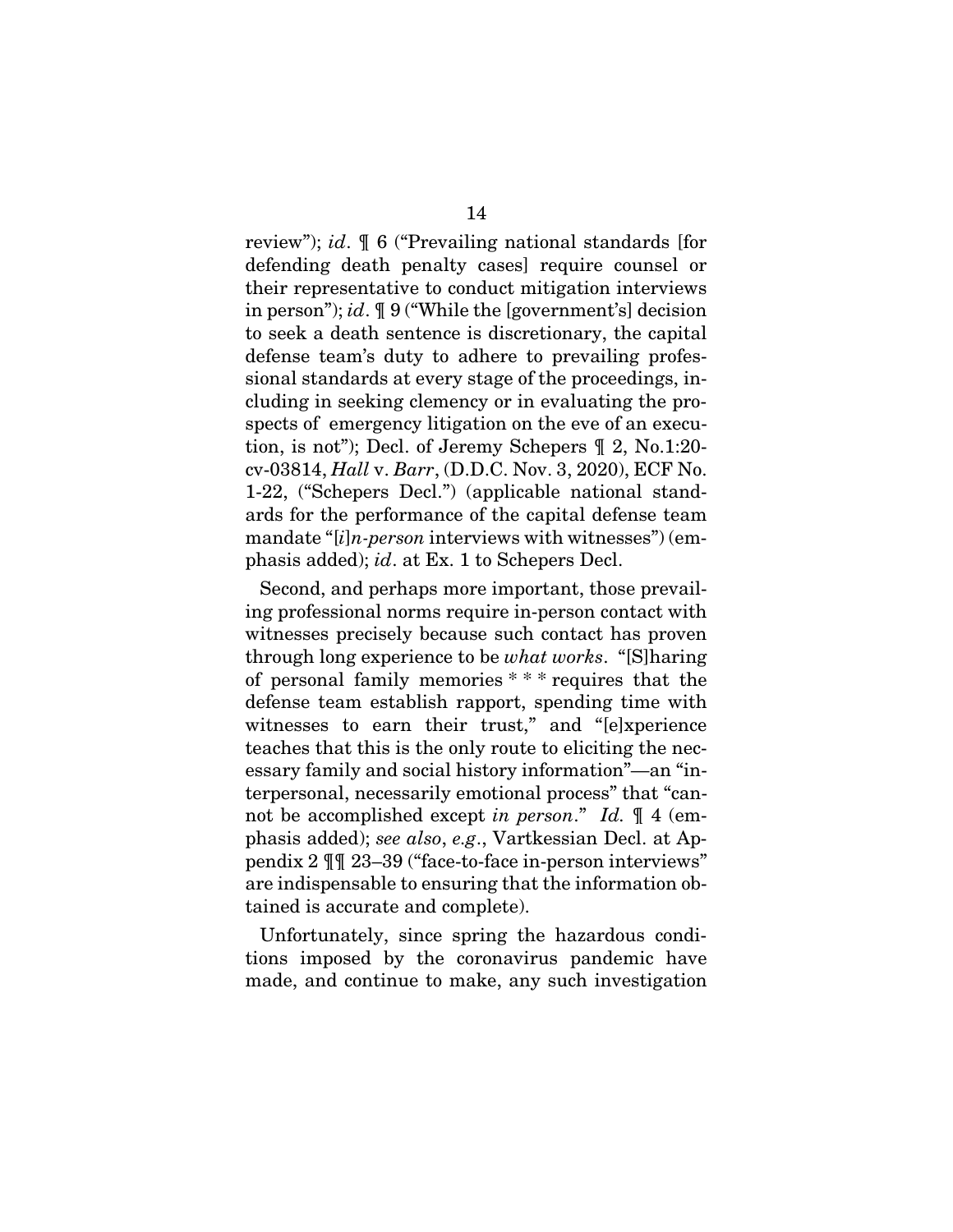review"); *id*. ¶ 6 ("Prevailing national standards [for defending death penalty cases] require counsel or their representative to conduct mitigation interviews in person"); *id*. ¶ 9 ("While the [government's] decision to seek a death sentence is discretionary, the capital defense team's duty to adhere to prevailing professional standards at every stage of the proceedings, including in seeking clemency or in evaluating the prospects of emergency litigation on the eve of an execution, is not"); Decl. of Jeremy Schepers ¶ 2, No.1:20-cv-03814, *Hall* v. *Barr*, (D.D.C. Nov. 3, 2020), ECF No. 1-22, ("Schepers Decl.") (applicable national standards for the performance of the capital defense team mandate "[*i*]*n-person* interviews with witnesses") (emphasis added); *id*. at Ex. 1 to Schepers Decl.

Second, and perhaps more important, those prevailing professional norms require in-person contact with witnesses precisely because such contact has proven through long experience to be *what works*. "[S]haring of personal family memories * * * requires that the defense team establish rapport, spending time with witnesses to earn their trust," and "[e]xperience teaches that this is the only route to eliciting the necessary family and social history information"—an "interpersonal, necessarily emotional process" that "cannot be accomplished except *in person*." *Id.* ¶ 4 (emphasis added); *see also*, *e.g*., Vartkessian Decl. at Appendix 2 ¶¶ 23–39 ("face-to-face in-person interviews" are indispensable to ensuring that the information obtained is accurate and complete).

Unfortunately, since spring the hazardous conditions imposed by the coronavirus pandemic have made, and continue to make, any such investigation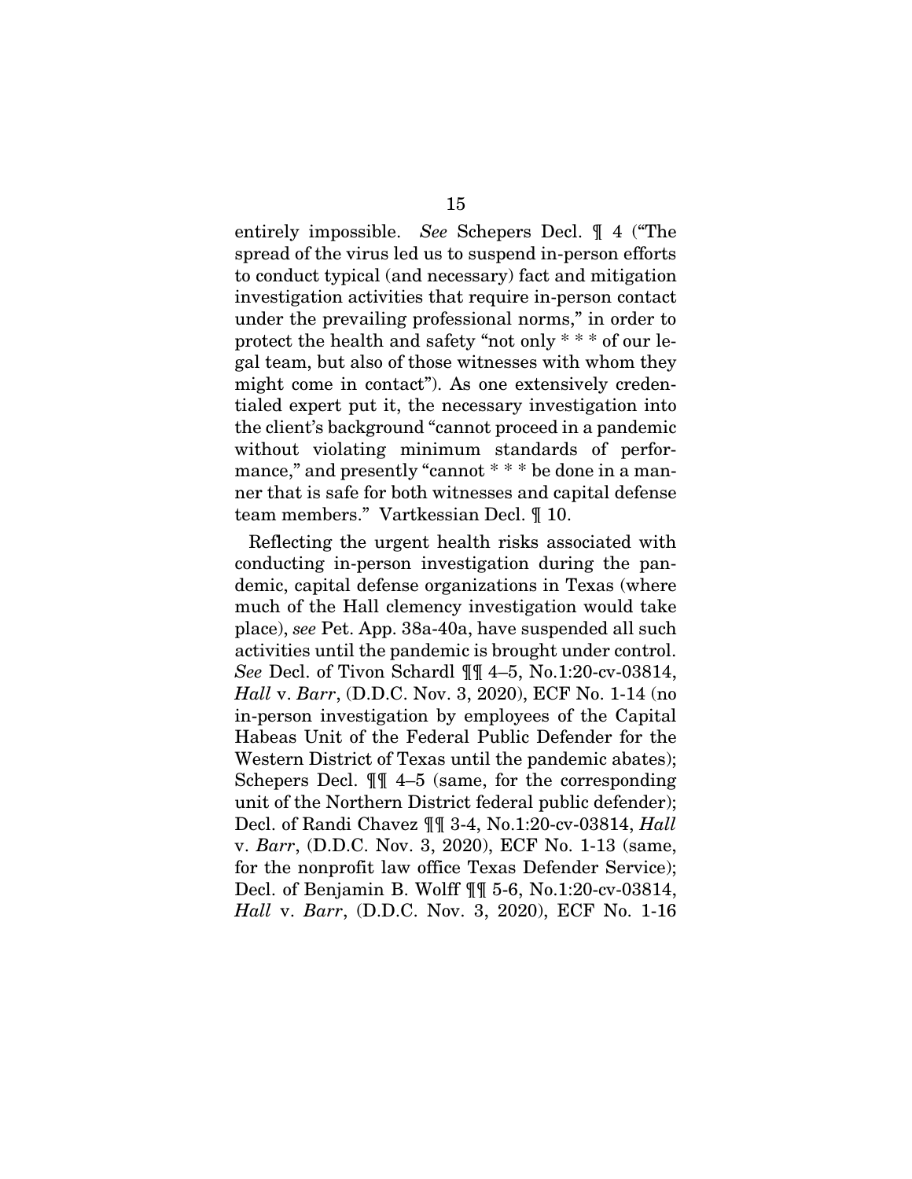entirely impossible. *See* Schepers Decl. ¶ 4 ("The spread of the virus led us to suspend in-person efforts to conduct typical (and necessary) fact and mitigation investigation activities that require in-person contact under the prevailing professional norms," in order to protect the health and safety "not only * * * of our legal team, but also of those witnesses with whom they might come in contact"). As one extensively credentialed expert put it, the necessary investigation into the client's background "cannot proceed in a pandemic without violating minimum standards of performance," and presently "cannot * * * be done in a manner that is safe for both witnesses and capital defense team members." Vartkessian Decl. ¶ 10.

Reflecting the urgent health risks associated with conducting in-person investigation during the pandemic, capital defense organizations in Texas (where much of the Hall clemency investigation would take place), *see* Pet. App. 38a-40a, have suspended all such activities until the pandemic is brought under control. *See* Decl. of Tivon Schardl ¶¶ 4–5, No.1:20-cv-03814, *Hall* v. *Barr*, (D.D.C. Nov. 3, 2020), ECF No. 1-14 (no in-person investigation by employees of the Capital Habeas Unit of the Federal Public Defender for the Western District of Texas until the pandemic abates); Schepers Decl. ¶¶ 4–5 (same, for the corresponding unit of the Northern District federal public defender); Decl. of Randi Chavez ¶¶ 3-4, No.1:20-cv-03814, *Hall* v. *Barr*, (D.D.C. Nov. 3, 2020), ECF No. 1-13 (same, for the nonprofit law office Texas Defender Service); Decl. of Benjamin B. Wolff ¶¶ 5-6, No.1:20-cv-03814, *Hall* v. *Barr*, (D.D.C. Nov. 3, 2020), ECF No. 1-16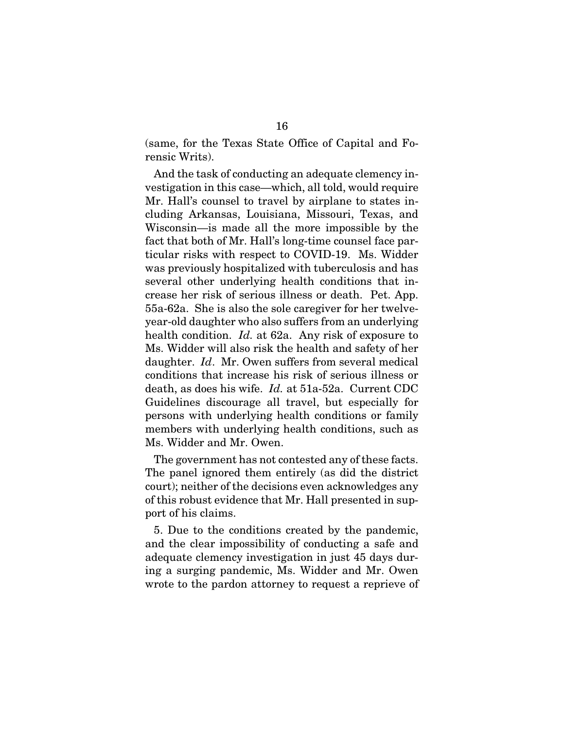(same, for the Texas State Office of Capital and Forensic Writs).

And the task of conducting an adequate clemency investigation in this case—which, all told, would require Mr. Hall's counsel to travel by airplane to states including Arkansas, Louisiana, Missouri, Texas, and Wisconsin—is made all the more impossible by the fact that both of Mr. Hall's long-time counsel face particular risks with respect to COVID-19. Ms. Widder was previously hospitalized with tuberculosis and has several other underlying health conditions that increase her risk of serious illness or death. Pet. App. 55a-62a. She is also the sole caregiver for her twelve-year-old daughter who also suffers from an underlying health condition. *Id.* at 62a. Any risk of exposure to Ms. Widder will also risk the health and safety of her daughter. *Id*. Mr. Owen suffers from several medical conditions that increase his risk of serious illness or death, as does his wife. *Id.* at 51a-52a. Current CDC Guidelines discourage all travel, but especially for persons with underlying health conditions or family members with underlying health conditions, such as Ms. Widder and Mr. Owen.

The government has not contested any of these facts. The panel ignored them entirely (as did the district court); neither of the decisions even acknowledges any of this robust evidence that Mr. Hall presented in support of his claims.

5. Due to the conditions created by the pandemic, and the clear impossibility of conducting a safe and adequate clemency investigation in just 45 days during a surging pandemic, Ms. Widder and Mr. Owen wrote to the pardon attorney to request a reprieve of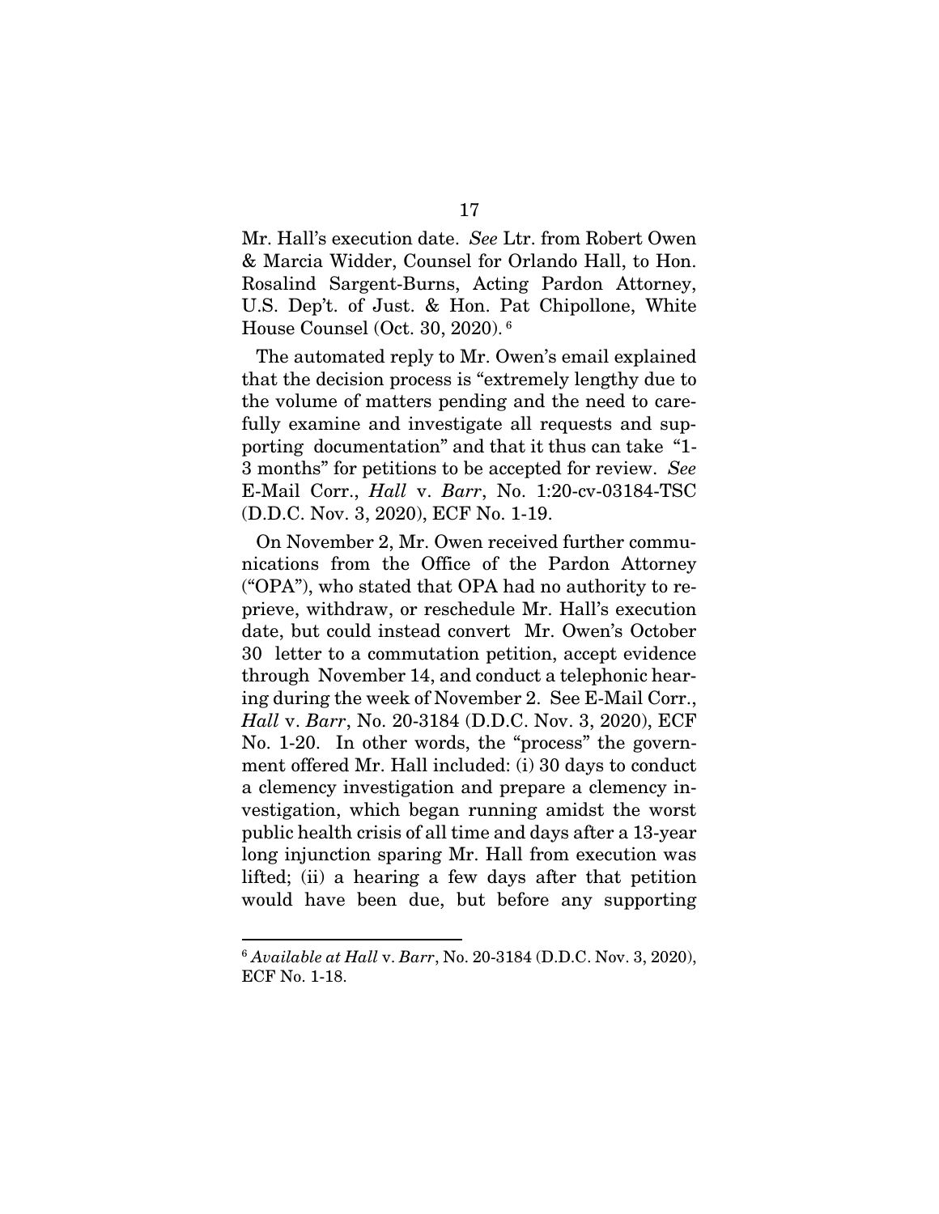Mr. Hall's execution date. *See* Ltr. from Robert Owen & Marcia Widder, Counsel for Orlando Hall, to Hon. Rosalind Sargent-Burns, Acting Pardon Attorney, U.S. Dep't. of Just. & Hon. Pat Chipollone, White House Counsel (Oct. 30, 2020).[6]

The automated reply to Mr. Owen's email explained that the decision process is "extremely lengthy due to the volume of matters pending and the need to carefully examine and investigate all requests and supporting documentation" and that it thus can take "1-3 months" for petitions to be accepted for review. *See* E-Mail Corr., *Hall* v. *Barr*, No. 1:20-cv-03184-TSC (D.D.C. Nov. 3, 2020), ECF No. 1-19.

On November 2, Mr. Owen received further communications from the Office of the Pardon Attorney ("OPA"), who stated that OPA had no authority to reprieve, withdraw, or reschedule Mr. Hall's execution date, but could instead convert Mr. Owen's October 30 letter to a commutation petition, accept evidence through November 14, and conduct a telephonic hearing during the week of November 2. See E-Mail Corr., *Hall* v. *Barr*, No. 20-3184 (D.D.C. Nov. 3, 2020), ECF No. 1-20. In other words, the "process" the government offered Mr. Hall included: (i) 30 days to conduct a clemency investigation and prepare a clemency investigation, which began running amidst the worst public health crisis of all time and days after a 13-year long injunction sparing Mr. Hall from execution was lifted; (ii) a hearing a few days after that petition would have been due, but before any supporting

[6] *Available at Hall* v. *Barr*, No. 20-3184 (D.D.C. Nov. 3, 2020), ECF No. 1-18.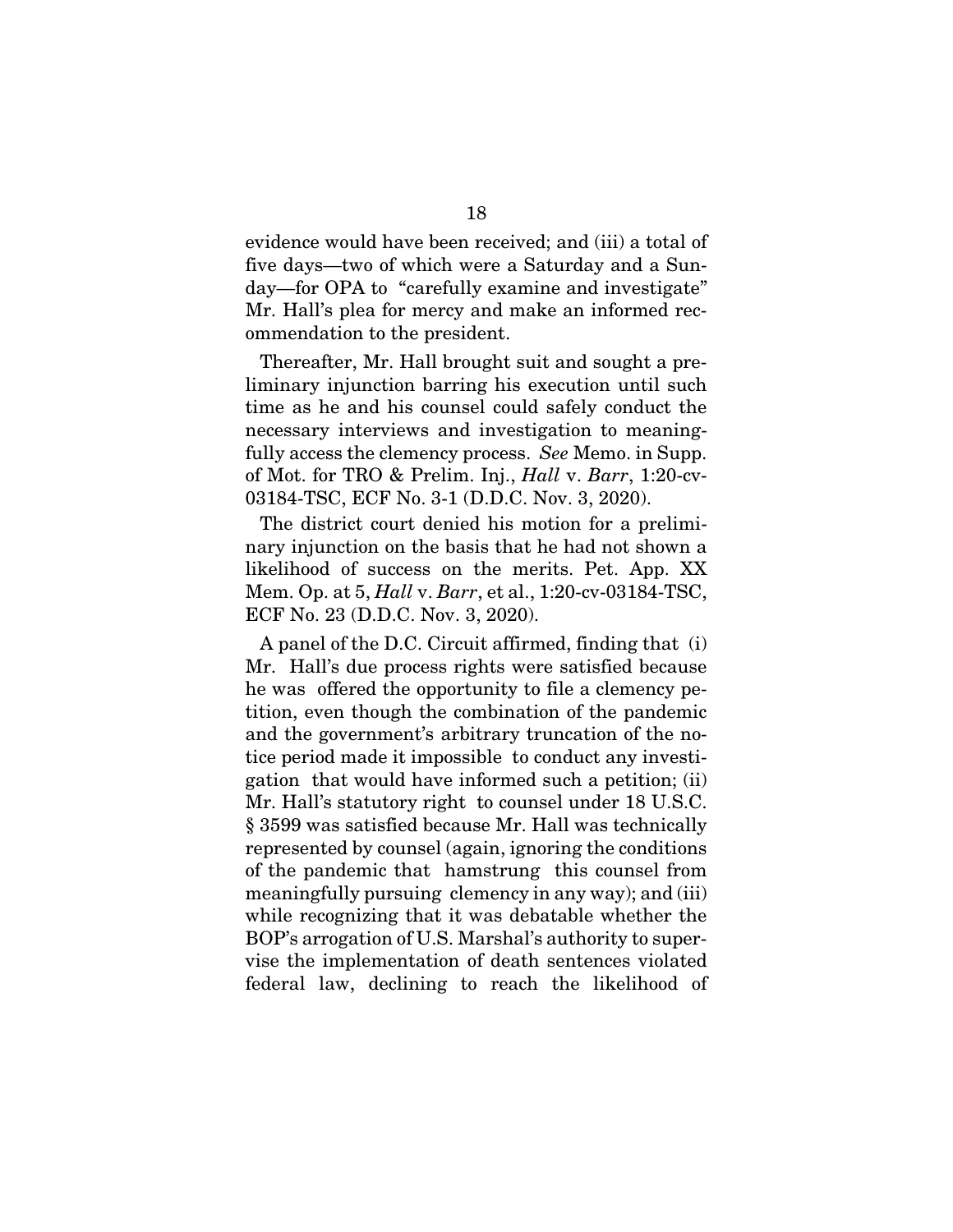evidence would have been received; and (iii) a total of five days—two of which were a Saturday and a Sunday—for OPA to "carefully examine and investigate" Mr. Hall's plea for mercy and make an informed recommendation to the president.

Thereafter, Mr. Hall brought suit and sought a preliminary injunction barring his execution until such time as he and his counsel could safely conduct the necessary interviews and investigation to meaningfully access the clemency process. *See* Memo. in Supp. of Mot. for TRO & Prelim. Inj., *Hall* v. *Barr*, 1:20-cv-03184-TSC, ECF No. 3-1 (D.D.C. Nov. 3, 2020).

The district court denied his motion for a preliminary injunction on the basis that he had not shown a likelihood of success on the merits. Pet. App. XX Mem. Op. at 5, *Hall* v. *Barr*, et al., 1:20-cv-03184-TSC, ECF No. 23 (D.D.C. Nov. 3, 2020).

A panel of the D.C. Circuit affirmed, finding that (i) Mr. Hall's due process rights were satisfied because he was offered the opportunity to file a clemency petition, even though the combination of the pandemic and the government's arbitrary truncation of the notice period made it impossible to conduct any investigation that would have informed such a petition; (ii) Mr. Hall's statutory right to counsel under 18 U.S.C. § 3599 was satisfied because Mr. Hall was technically represented by counsel (again, ignoring the conditions of the pandemic that hamstrung this counsel from meaningfully pursuing clemency in any way); and (iii) while recognizing that it was debatable whether the BOP's arrogation of U.S. Marshal's authority to supervise the implementation of death sentences violated federal law, declining to reach the likelihood of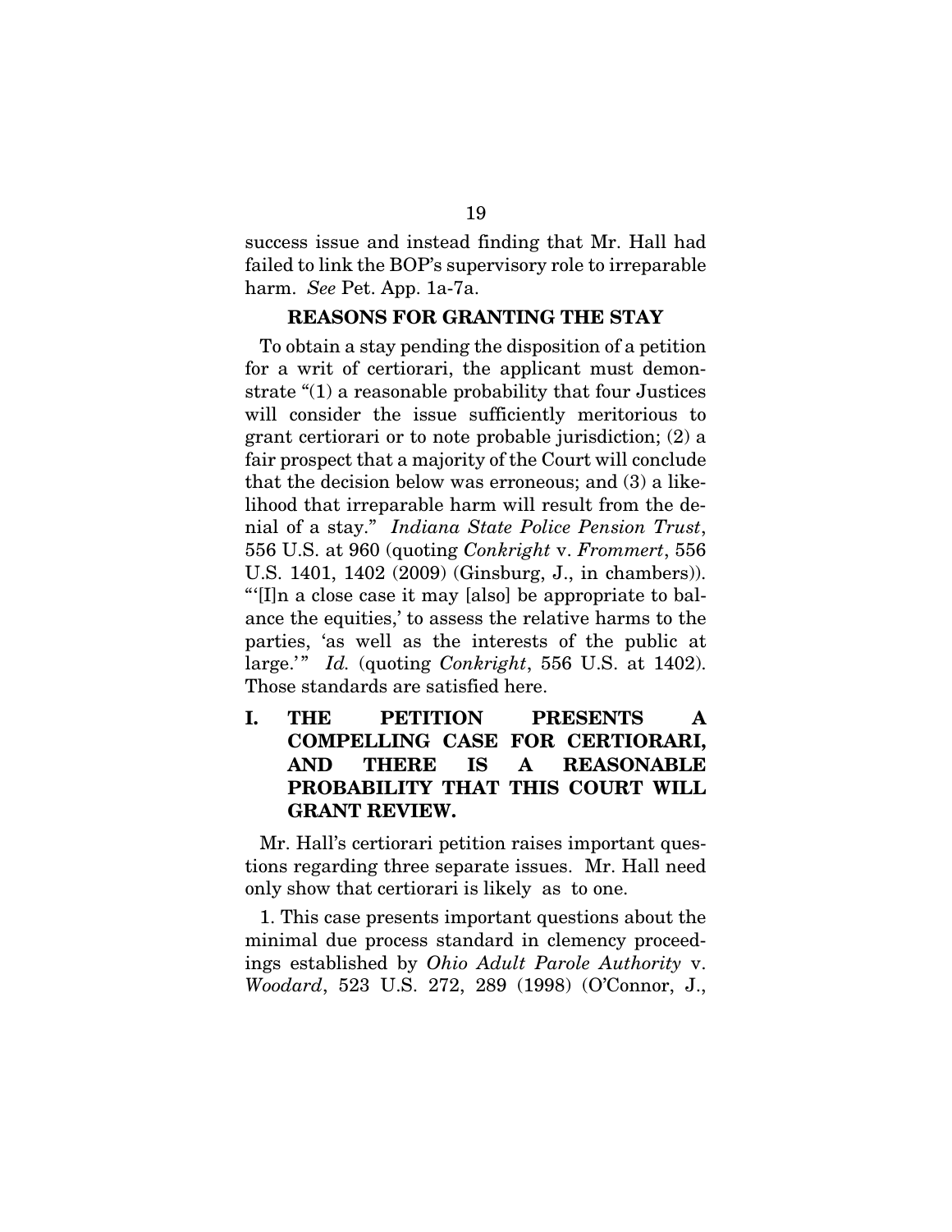success issue and instead finding that Mr. Hall had failed to link the BOP's supervisory role to irreparable harm. *See* Pet. App. 1a-7a.

## REASONS FOR GRANTING THE STAY

To obtain a stay pending the disposition of a petition for a writ of certiorari, the applicant must demonstrate "(1) a reasonable probability that four Justices will consider the issue sufficiently meritorious to grant certiorari or to note probable jurisdiction; (2) a fair prospect that a majority of the Court will conclude that the decision below was erroneous; and (3) a likelihood that irreparable harm will result from the denial of a stay." *Indiana State Police Pension Trust*, 556 U.S. at 960 (quoting *Conkright* v. *Frommert*, 556 U.S. 1401, 1402 (2009) (Ginsburg, J., in chambers)). "'[I]n a close case it may [also] be appropriate to balance the equities,' to assess the relative harms to the parties, 'as well as the interests of the public at large.'" *Id.* (quoting *Conkright*, 556 U.S. at 1402). Those standards are satisfied here.

### I. THE PETITION PRESENTS A COMPELLING CASE FOR CERTIORARI, AND THERE IS A REASONABLE PROBABILITY THAT THIS COURT WILL GRANT REVIEW.

Mr. Hall's certiorari petition raises important questions regarding three separate issues. Mr. Hall need only show that certiorari is likely as to one.

1. This case presents important questions about the minimal due process standard in clemency proceedings established by *Ohio Adult Parole Authority* v. *Woodard*, 523 U.S. 272, 289 (1998) (O'Connor, J.,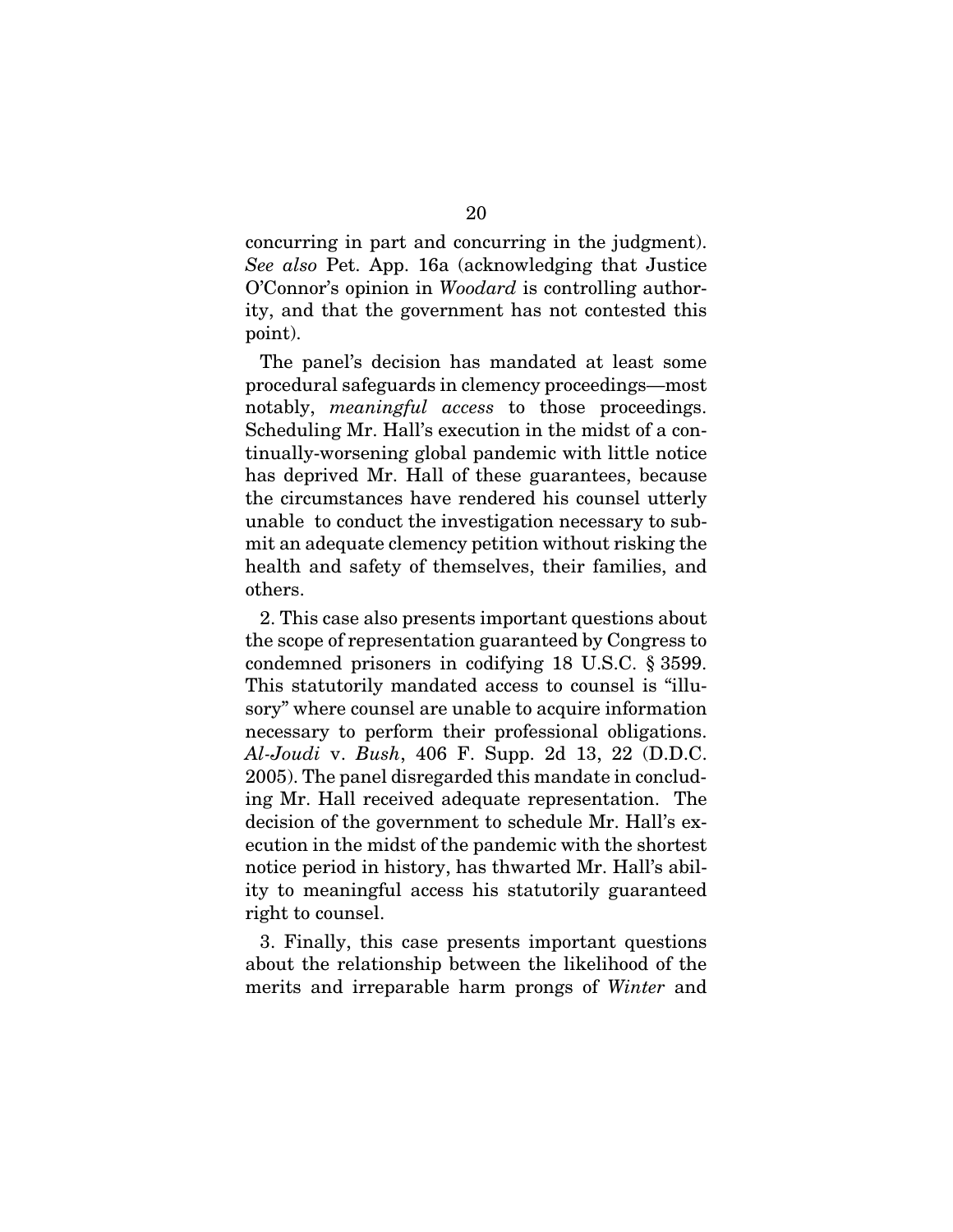concurring in part and concurring in the judgment). *See also* Pet. App. 16a (acknowledging that Justice O'Connor's opinion in *Woodard* is controlling authority, and that the government has not contested this point).

The panel's decision has mandated at least some procedural safeguards in clemency proceedings—most notably, *meaningful access* to those proceedings. Scheduling Mr. Hall's execution in the midst of a continually-worsening global pandemic with little notice has deprived Mr. Hall of these guarantees, because the circumstances have rendered his counsel utterly unable to conduct the investigation necessary to submit an adequate clemency petition without risking the health and safety of themselves, their families, and others.

2. This case also presents important questions about the scope of representation guaranteed by Congress to condemned prisoners in codifying 18 U.S.C. § 3599. This statutorily mandated access to counsel is "illusory" where counsel are unable to acquire information necessary to perform their professional obligations. *Al-Joudi* v. *Bush*, 406 F. Supp. 2d 13, 22 (D.D.C. 2005). The panel disregarded this mandate in concluding Mr. Hall received adequate representation. The decision of the government to schedule Mr. Hall's execution in the midst of the pandemic with the shortest notice period in history, has thwarted Mr. Hall's ability to meaningful access his statutorily guaranteed right to counsel.

3. Finally, this case presents important questions about the relationship between the likelihood of the merits and irreparable harm prongs of *Winter* and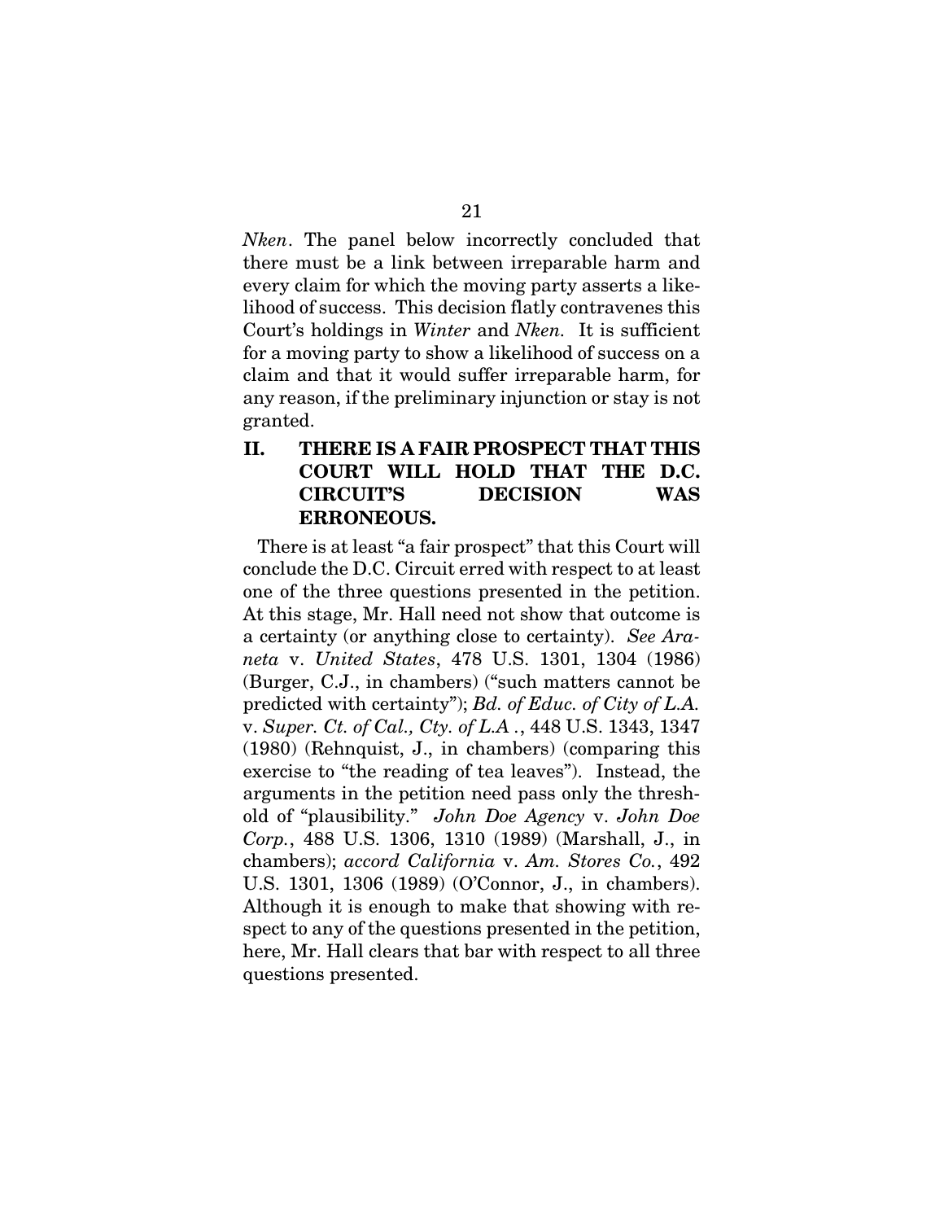*Nken*. The panel below incorrectly concluded that there must be a link between irreparable harm and every claim for which the moving party asserts a likelihood of success. This decision flatly contravenes this Court's holdings in *Winter* and *Nken.* It is sufficient for a moving party to show a likelihood of success on a claim and that it would suffer irreparable harm, for any reason, if the preliminary injunction or stay is not granted.

## II. THERE IS A FAIR PROSPECT THAT THIS COURT WILL HOLD THAT THE D.C. CIRCUIT'S DECISION WAS ERRONEOUS.

There is at least "a fair prospect" that this Court will conclude the D.C. Circuit erred with respect to at least one of the three questions presented in the petition. At this stage, Mr. Hall need not show that outcome is a certainty (or anything close to certainty). *See Araneta* v. *United States*, 478 U.S. 1301, 1304 (1986) (Burger, C.J., in chambers) ("such matters cannot be predicted with certainty"); *Bd. of Educ. of City of L.A.* v. *Super. Ct. of Cal., Cty. of L.A* ., 448 U.S. 1343, 1347 (1980) (Rehnquist, J., in chambers) (comparing this exercise to "the reading of tea leaves"). Instead, the arguments in the petition need pass only the threshold of "plausibility." *John Doe Agency* v. *John Doe Corp.*, 488 U.S. 1306, 1310 (1989) (Marshall, J., in chambers); *accord California* v. *Am. Stores Co.*, 492 U.S. 1301, 1306 (1989) (O'Connor, J., in chambers). Although it is enough to make that showing with respect to any of the questions presented in the petition, here, Mr. Hall clears that bar with respect to all three questions presented.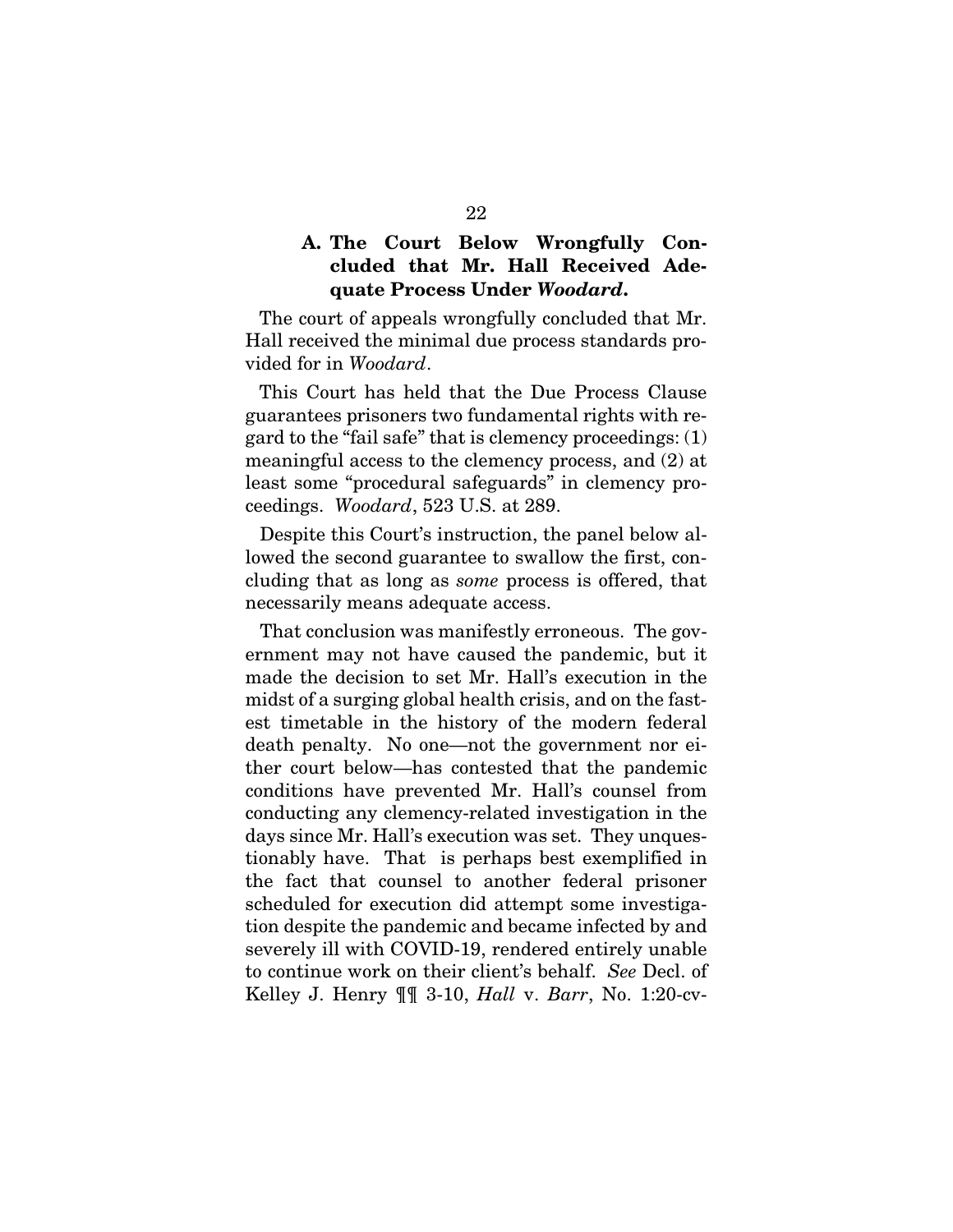### A. The Court Below Wrongfully Concluded that Mr. Hall Received Adequate Process Under *Woodard*.

The court of appeals wrongfully concluded that Mr. Hall received the minimal due process standards provided for in *Woodard*.

This Court has held that the Due Process Clause guarantees prisoners two fundamental rights with regard to the "fail safe" that is clemency proceedings: (1) meaningful access to the clemency process, and (2) at least some "procedural safeguards" in clemency proceedings. *Woodard*, 523 U.S. at 289.

Despite this Court's instruction, the panel below allowed the second guarantee to swallow the first, concluding that as long as *some* process is offered, that necessarily means adequate access.

That conclusion was manifestly erroneous. The government may not have caused the pandemic, but it made the decision to set Mr. Hall's execution in the midst of a surging global health crisis, and on the fastest timetable in the history of the modern federal death penalty. No one—not the government nor either court below—has contested that the pandemic conditions have prevented Mr. Hall's counsel from conducting any clemency-related investigation in the days since Mr. Hall's execution was set. They unquestionably have. That is perhaps best exemplified in the fact that counsel to another federal prisoner scheduled for execution did attempt some investigation despite the pandemic and became infected by and severely ill with COVID-19, rendered entirely unable to continue work on their client's behalf. *See* Decl. of Kelley J. Henry ¶¶ 3-10, *Hall* v. *Barr*, No. 1:20-cv-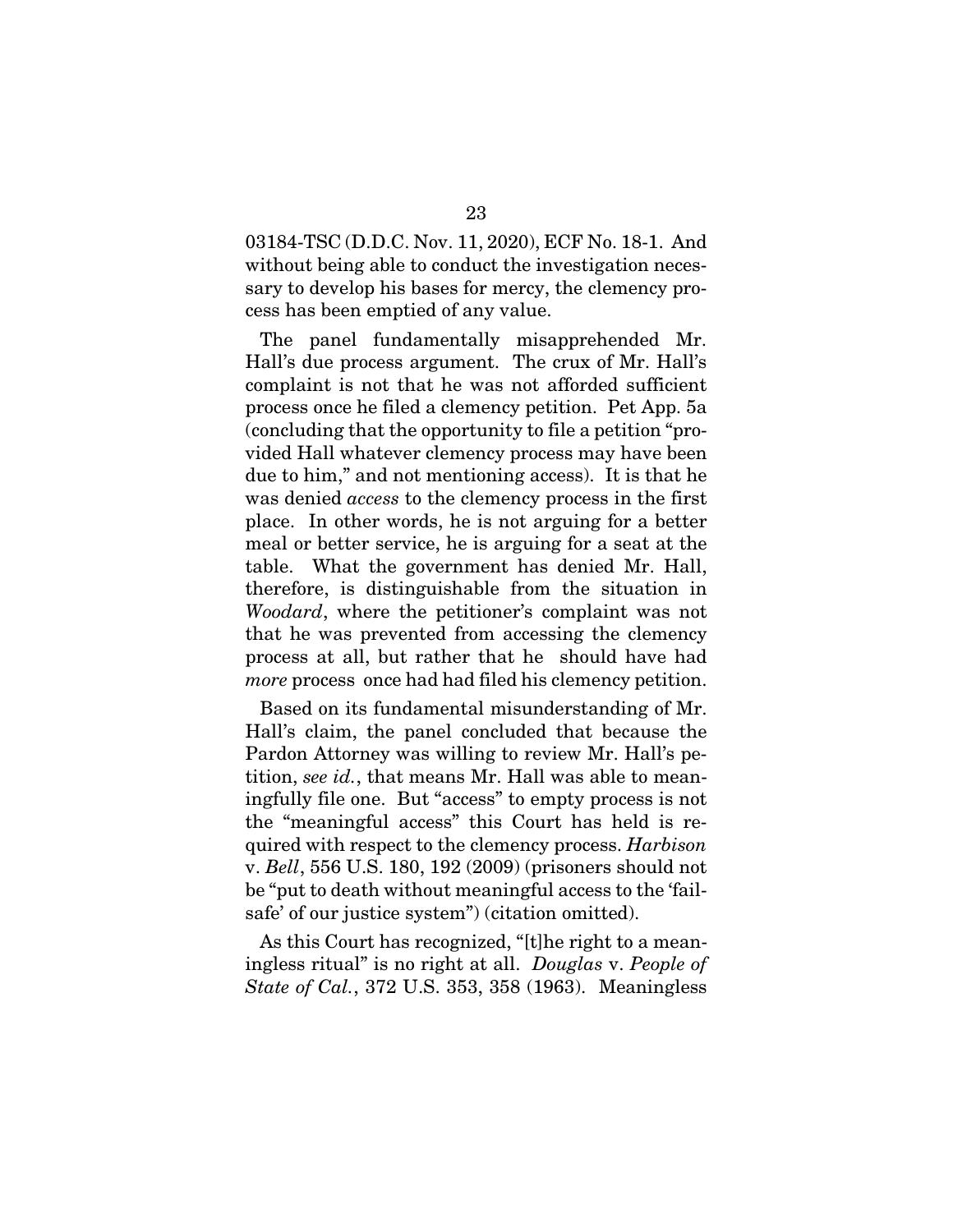03184-TSC (D.D.C. Nov. 11, 2020), ECF No. 18-1. And without being able to conduct the investigation necessary to develop his bases for mercy, the clemency process has been emptied of any value.

The panel fundamentally misapprehended Mr. Hall's due process argument. The crux of Mr. Hall's complaint is not that he was not afforded sufficient process once he filed a clemency petition. Pet App. 5a (concluding that the opportunity to file a petition "provided Hall whatever clemency process may have been due to him," and not mentioning access). It is that he was denied *access* to the clemency process in the first place. In other words, he is not arguing for a better meal or better service, he is arguing for a seat at the table. What the government has denied Mr. Hall, therefore, is distinguishable from the situation in *Woodard*, where the petitioner's complaint was not that he was prevented from accessing the clemency process at all, but rather that he should have had *more* process once had had filed his clemency petition.

Based on its fundamental misunderstanding of Mr. Hall's claim, the panel concluded that because the Pardon Attorney was willing to review Mr. Hall's petition, *see id.*, that means Mr. Hall was able to meaningfully file one. But "access" to empty process is not the "meaningful access" this Court has held is required with respect to the clemency process. *Harbison* v. *Bell*, 556 U.S. 180, 192 (2009) (prisoners should not be "put to death without meaningful access to the 'fail-safe' of our justice system") (citation omitted).

As this Court has recognized, "[t]he right to a meaningless ritual" is no right at all. *Douglas* v. *People of State of Cal.*, 372 U.S. 353, 358 (1963). Meaningless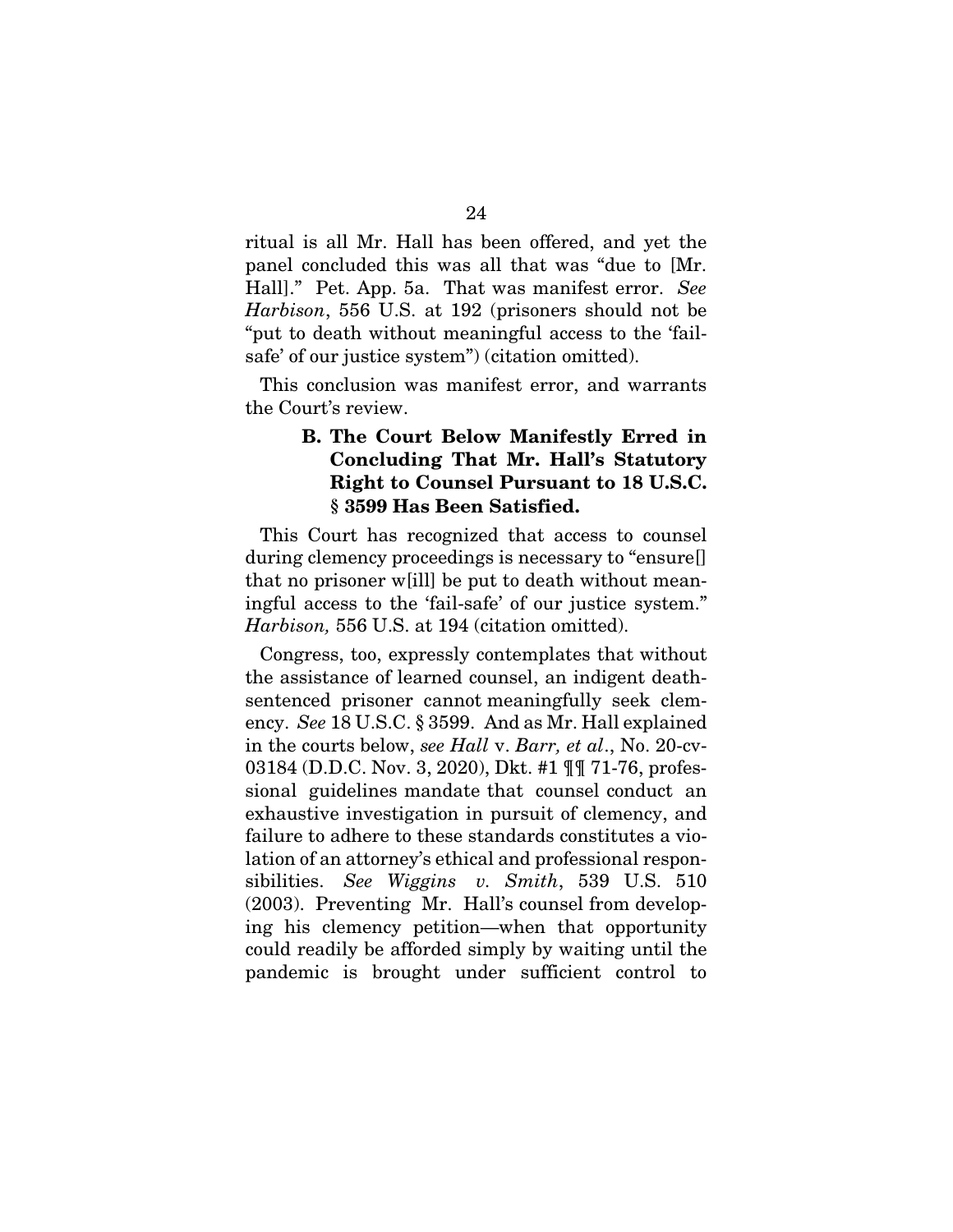ritual is all Mr. Hall has been offered, and yet the panel concluded this was all that was "due to [Mr. Hall]." Pet. App. 5a. That was manifest error. *See Harbison*, 556 U.S. at 192 (prisoners should not be "put to death without meaningful access to the 'fail-safe' of our justice system") (citation omitted).

This conclusion was manifest error, and warrants the Court's review.

### B. The Court Below Manifestly Erred in Concluding That Mr. Hall's Statutory Right to Counsel Pursuant to 18 U.S.C. § 3599 Has Been Satisfied.

This Court has recognized that access to counsel during clemency proceedings is necessary to "ensure[] that no prisoner w[ill] be put to death without meaningful access to the 'fail-safe' of our justice system." *Harbison,* 556 U.S. at 194 (citation omitted).

Congress, too, expressly contemplates that without the assistance of learned counsel, an indigent death-sentenced prisoner cannot meaningfully seek clemency. *See* 18 U.S.C. § 3599. And as Mr. Hall explained in the courts below, *see Hall* v. *Barr, et al*., No. 20-cv-03184 (D.D.C. Nov. 3, 2020), Dkt. #1 ¶¶ 71-76, professional guidelines mandate that counsel conduct an exhaustive investigation in pursuit of clemency, and failure to adhere to these standards constitutes a violation of an attorney's ethical and professional responsibilities. *See Wiggins v. Smith*, 539 U.S. 510 (2003). Preventing Mr. Hall's counsel from developing his clemency petition—when that opportunity could readily be afforded simply by waiting until the pandemic is brought under sufficient control to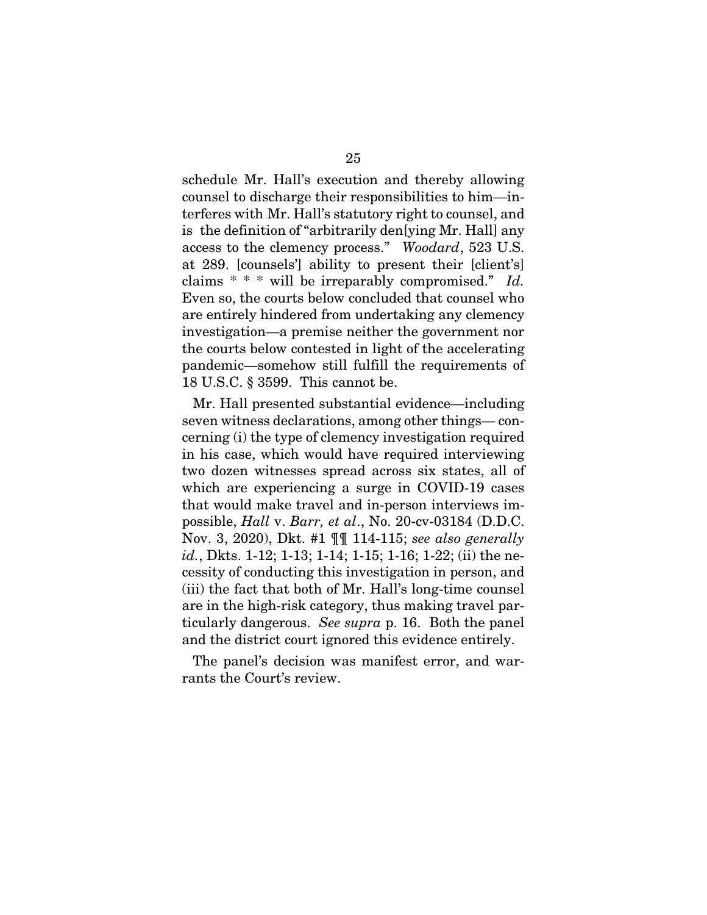schedule Mr. Hall's execution and thereby allowing counsel to discharge their responsibilities to him—interferes with Mr. Hall's statutory right to counsel, and is the definition of "arbitrarily den[ying Mr. Hall] any access to the clemency process." *Woodard*, 523 U.S. at 289. [counsels'] ability to present their [client's] claims * * * will be irreparably compromised." *Id.* Even so, the courts below concluded that counsel who are entirely hindered from undertaking any clemency investigation—a premise neither the government nor the courts below contested in light of the accelerating pandemic—somehow still fulfill the requirements of 18 U.S.C. § 3599. This cannot be.

Mr. Hall presented substantial evidence—including seven witness declarations, among other things— concerning (i) the type of clemency investigation required in his case, which would have required interviewing two dozen witnesses spread across six states, all of which are experiencing a surge in COVID-19 cases that would make travel and in-person interviews impossible, *Hall* v. *Barr, et al*., No. 20-cv-03184 (D.D.C. Nov. 3, 2020), Dkt. #1 ¶¶ 114-115; *see also generally id.*, Dkts. 1-12; 1-13; 1-14; 1-15; 1-16; 1-22; (ii) the necessity of conducting this investigation in person, and (iii) the fact that both of Mr. Hall's long-time counsel are in the high-risk category, thus making travel particularly dangerous. *See supra* p. 16. Both the panel and the district court ignored this evidence entirely.

The panel's decision was manifest error, and warrants the Court's review.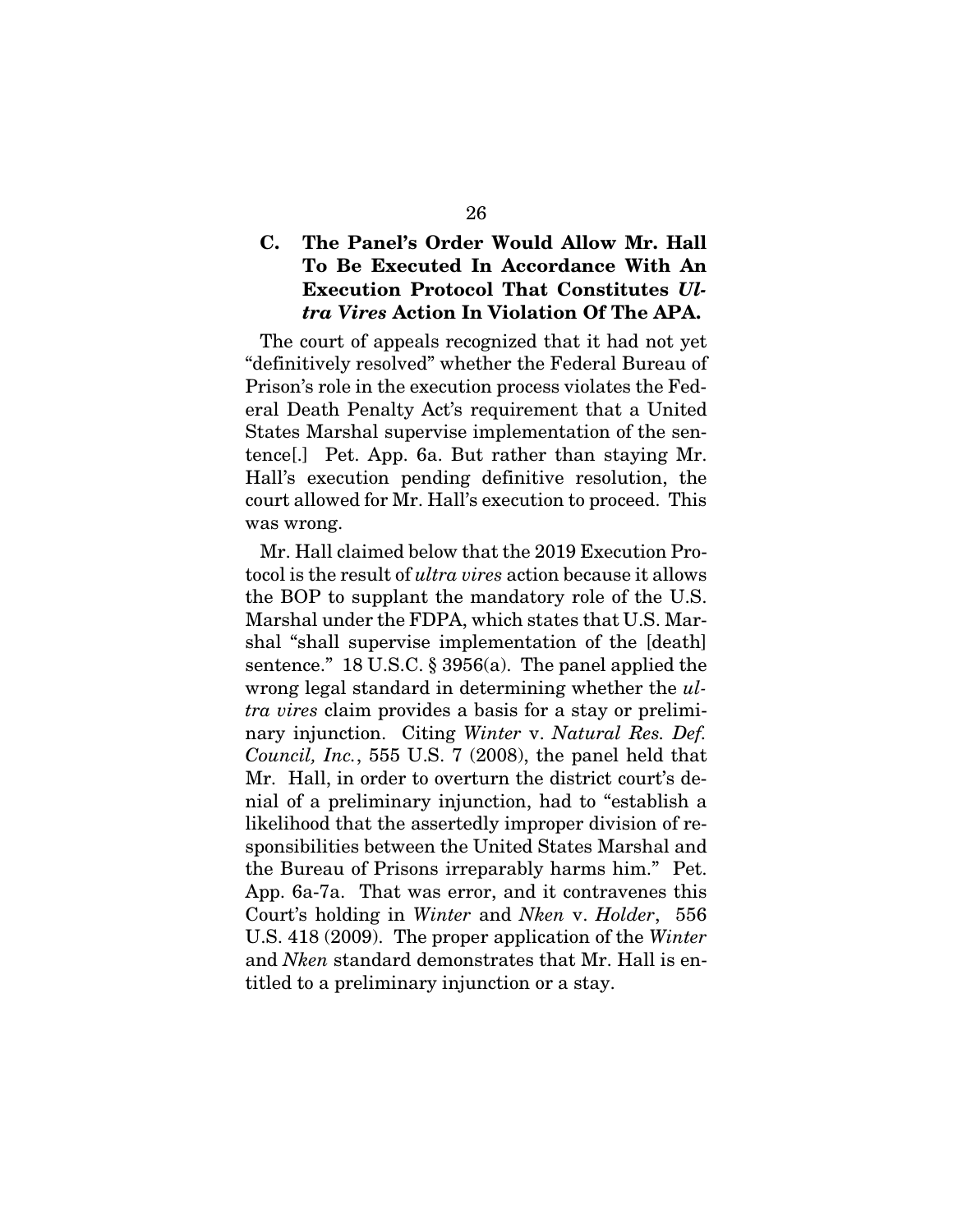### C. The Panel's Order Would Allow Mr. Hall To Be Executed In Accordance With An Execution Protocol That Constitutes *Ultra Vires* Action In Violation Of The APA.

The court of appeals recognized that it had not yet "definitively resolved" whether the Federal Bureau of Prison's role in the execution process violates the Federal Death Penalty Act's requirement that a United States Marshal supervise implementation of the sentence[.] Pet. App. 6a. But rather than staying Mr. Hall's execution pending definitive resolution, the court allowed for Mr. Hall's execution to proceed. This was wrong.

Mr. Hall claimed below that the 2019 Execution Protocol is the result of *ultra vires* action because it allows the BOP to supplant the mandatory role of the U.S. Marshal under the FDPA, which states that U.S. Marshal "shall supervise implementation of the [death] sentence." 18 U.S.C. § 3956(a). The panel applied the wrong legal standard in determining whether the *ultra vires* claim provides a basis for a stay or preliminary injunction. Citing *Winter* v. *Natural Res. Def. Council, Inc.*, 555 U.S. 7 (2008), the panel held that Mr. Hall, in order to overturn the district court's denial of a preliminary injunction, had to "establish a likelihood that the assertedly improper division of responsibilities between the United States Marshal and the Bureau of Prisons irreparably harms him." Pet. App. 6a-7a. That was error, and it contravenes this Court's holding in *Winter* and *Nken* v. *Holder*, 556 U.S. 418 (2009). The proper application of the *Winter* and *Nken* standard demonstrates that Mr. Hall is entitled to a preliminary injunction or a stay.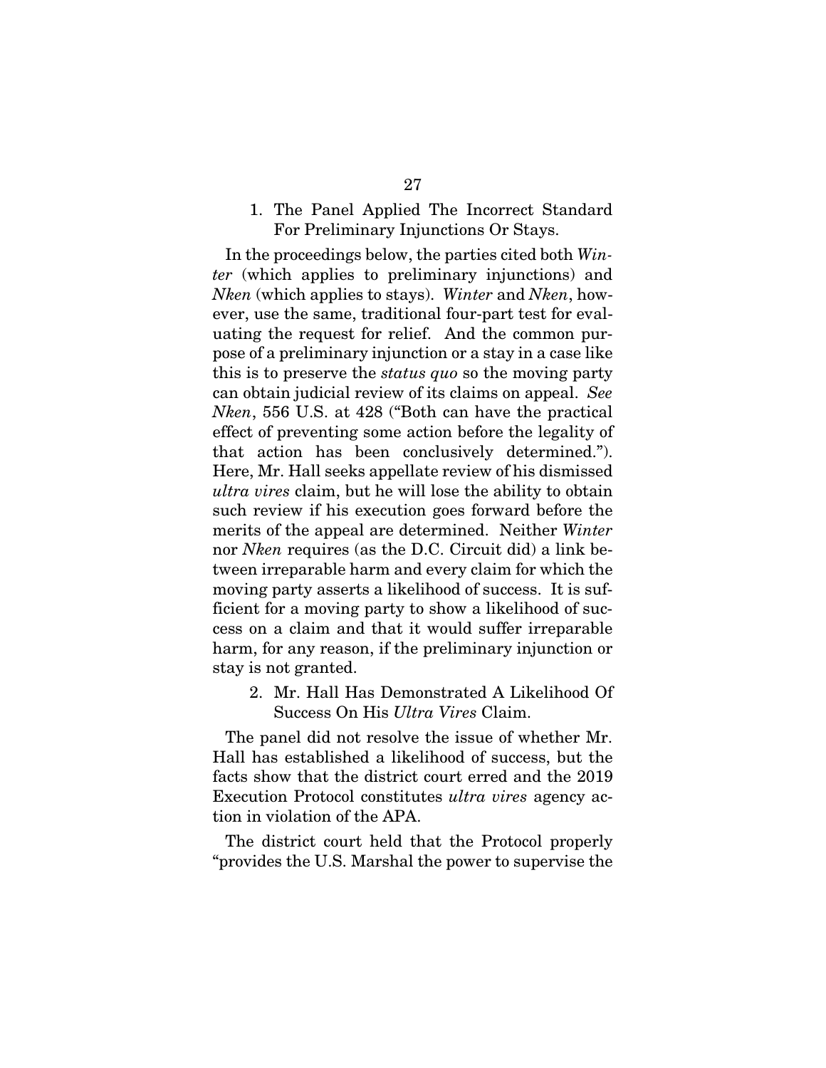1. The Panel Applied The Incorrect Standard For Preliminary Injunctions Or Stays.

In the proceedings below, the parties cited both *Winter* (which applies to preliminary injunctions) and *Nken* (which applies to stays). *Winter* and *Nken*, however, use the same, traditional four-part test for evaluating the request for relief. And the common purpose of a preliminary injunction or a stay in a case like this is to preserve the *status quo* so the moving party can obtain judicial review of its claims on appeal. *See Nken*, 556 U.S. at 428 ("Both can have the practical effect of preventing some action before the legality of that action has been conclusively determined."). Here, Mr. Hall seeks appellate review of his dismissed *ultra vires* claim, but he will lose the ability to obtain such review if his execution goes forward before the merits of the appeal are determined. Neither *Winter* nor *Nken* requires (as the D.C. Circuit did) a link between irreparable harm and every claim for which the moving party asserts a likelihood of success. It is sufficient for a moving party to show a likelihood of success on a claim and that it would suffer irreparable harm, for any reason, if the preliminary injunction or stay is not granted.

2. Mr. Hall Has Demonstrated A Likelihood Of Success On His *Ultra Vires* Claim.

The panel did not resolve the issue of whether Mr. Hall has established a likelihood of success, but the facts show that the district court erred and the 2019 Execution Protocol constitutes *ultra vires* agency action in violation of the APA.

The district court held that the Protocol properly "provides the U.S. Marshal the power to supervise the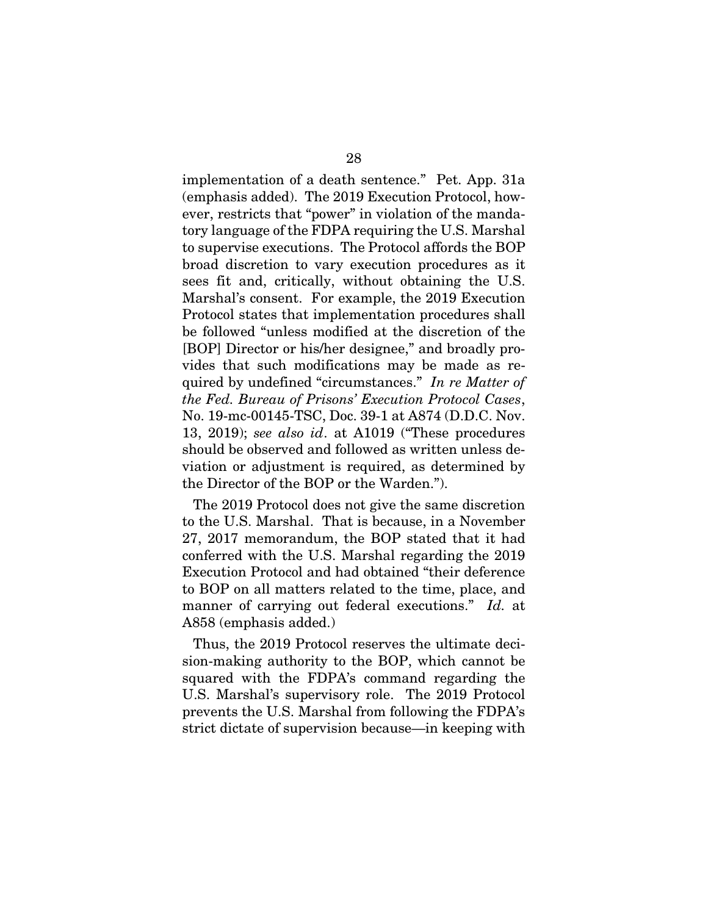implementation of a death sentence." Pet. App. 31a (emphasis added). The 2019 Execution Protocol, however, restricts that "power" in violation of the mandatory language of the FDPA requiring the U.S. Marshal to supervise executions. The Protocol affords the BOP broad discretion to vary execution procedures as it sees fit and, critically, without obtaining the U.S. Marshal's consent. For example, the 2019 Execution Protocol states that implementation procedures shall be followed "unless modified at the discretion of the [BOP] Director or his/her designee," and broadly provides that such modifications may be made as required by undefined "circumstances." *In re Matter of the Fed. Bureau of Prisons' Execution Protocol Cases*, No. 19-mc-00145-TSC, Doc. 39-1 at A874 (D.D.C. Nov. 13, 2019); *see also id*. at A1019 ("These procedures should be observed and followed as written unless deviation or adjustment is required, as determined by the Director of the BOP or the Warden.").

The 2019 Protocol does not give the same discretion to the U.S. Marshal. That is because, in a November 27, 2017 memorandum, the BOP stated that it had conferred with the U.S. Marshal regarding the 2019 Execution Protocol and had obtained "their deference to BOP on all matters related to the time, place, and manner of carrying out federal executions." *Id.* at A858 (emphasis added.)

Thus, the 2019 Protocol reserves the ultimate decision-making authority to the BOP, which cannot be squared with the FDPA's command regarding the U.S. Marshal's supervisory role. The 2019 Protocol prevents the U.S. Marshal from following the FDPA's strict dictate of supervision because—in keeping with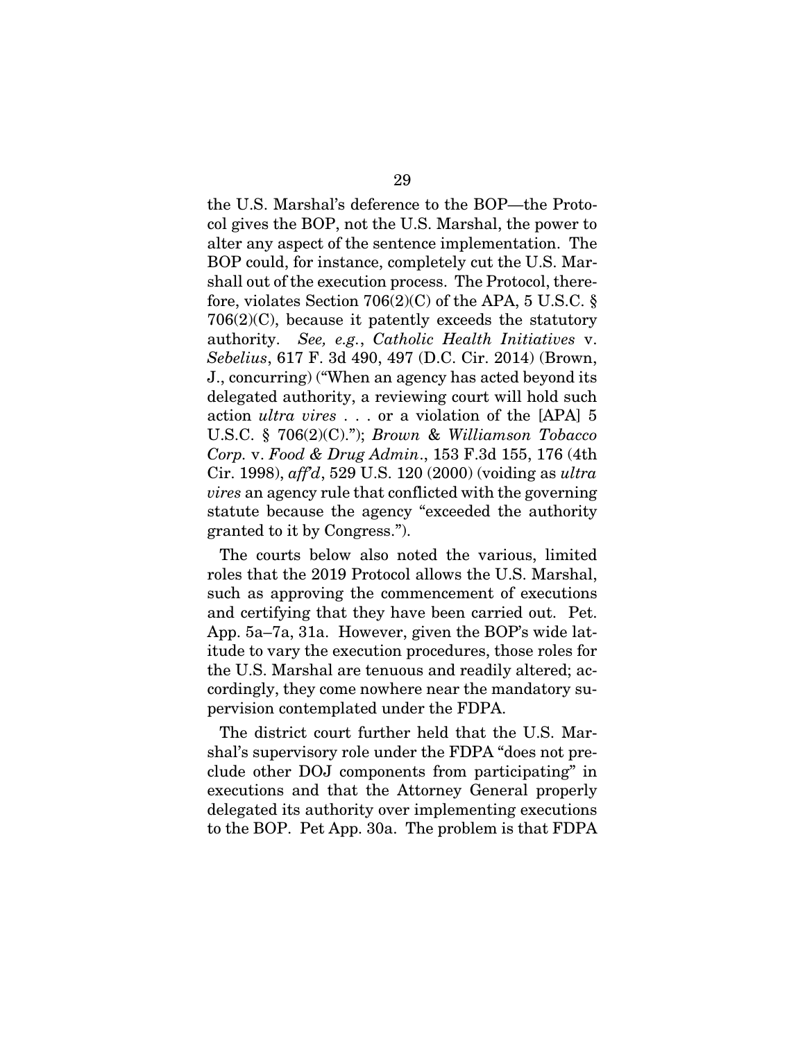the U.S. Marshal's deference to the BOP—the Protocol gives the BOP, not the U.S. Marshal, the power to alter any aspect of the sentence implementation. The BOP could, for instance, completely cut the U.S. Marshall out of the execution process. The Protocol, therefore, violates Section 706(2)(C) of the APA, 5 U.S.C. § 706(2)(C), because it patently exceeds the statutory authority. *See, e.g.*, *Catholic Health Initiatives* v. *Sebelius*, 617 F. 3d 490, 497 (D.C. Cir. 2014) (Brown, J., concurring) ("When an agency has acted beyond its delegated authority, a reviewing court will hold such action *ultra vires* . . . or a violation of the [APA] 5 U.S.C. § 706(2)(C)."); *Brown & Williamson Tobacco Corp.* v. *Food & Drug Admin.*, 153 F.3d 155, 176 (4th Cir. 1998), *aff'd*, 529 U.S. 120 (2000) (voiding as *ultra vires* an agency rule that conflicted with the governing statute because the agency "exceeded the authority granted to it by Congress.").

The courts below also noted the various, limited roles that the 2019 Protocol allows the U.S. Marshal, such as approving the commencement of executions and certifying that they have been carried out. Pet. App. 5a–7a, 31a. However, given the BOP's wide latitude to vary the execution procedures, those roles for the U.S. Marshal are tenuous and readily altered; accordingly, they come nowhere near the mandatory supervision contemplated under the FDPA.

The district court further held that the U.S. Marshal's supervisory role under the FDPA "does not preclude other DOJ components from participating" in executions and that the Attorney General properly delegated its authority over implementing executions to the BOP. Pet App. 30a. The problem is that FDPA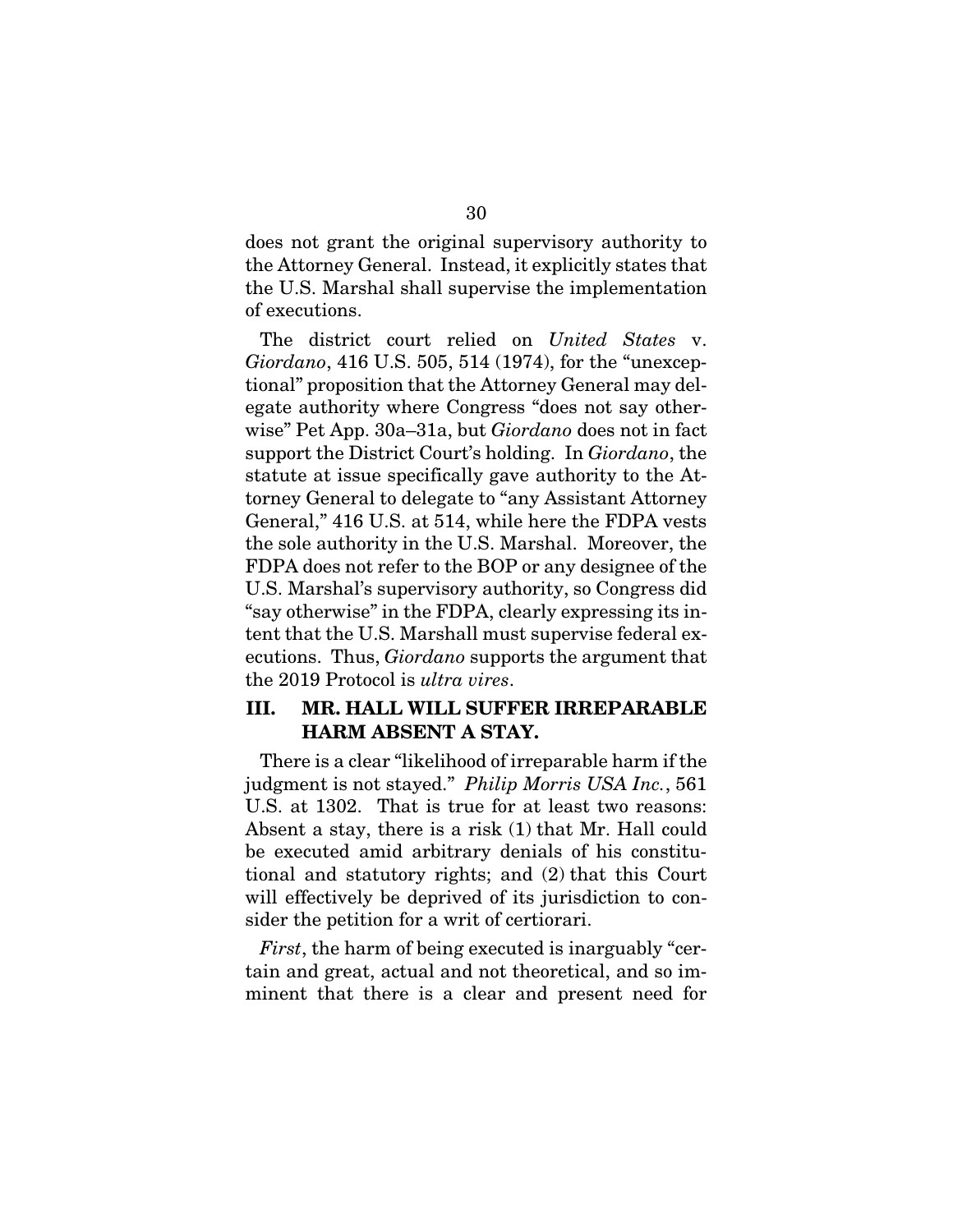does not grant the original supervisory authority to the Attorney General. Instead, it explicitly states that the U.S. Marshal shall supervise the implementation of executions.

The district court relied on *United States* v. *Giordano*, 416 U.S. 505, 514 (1974), for the "unexceptional" proposition that the Attorney General may delegate authority where Congress "does not say otherwise" Pet App. 30a–31a, but *Giordano* does not in fact support the District Court's holding. In *Giordano*, the statute at issue specifically gave authority to the Attorney General to delegate to "any Assistant Attorney General," 416 U.S. at 514, while here the FDPA vests the sole authority in the U.S. Marshal. Moreover, the FDPA does not refer to the BOP or any designee of the U.S. Marshal's supervisory authority, so Congress did "say otherwise" in the FDPA, clearly expressing its intent that the U.S. Marshall must supervise federal executions. Thus, *Giordano* supports the argument that the 2019 Protocol is *ultra vires*.

## III. MR. HALL WILL SUFFER IRREPARABLE HARM ABSENT A STAY.

There is a clear "likelihood of irreparable harm if the judgment is not stayed." *Philip Morris USA Inc.*, 561 U.S. at 1302. That is true for at least two reasons: Absent a stay, there is a risk (1) that Mr. Hall could be executed amid arbitrary denials of his constitutional and statutory rights; and (2) that this Court will effectively be deprived of its jurisdiction to consider the petition for a writ of certiorari.

*First*, the harm of being executed is inarguably "certain and great, actual and not theoretical, and so imminent that there is a clear and present need for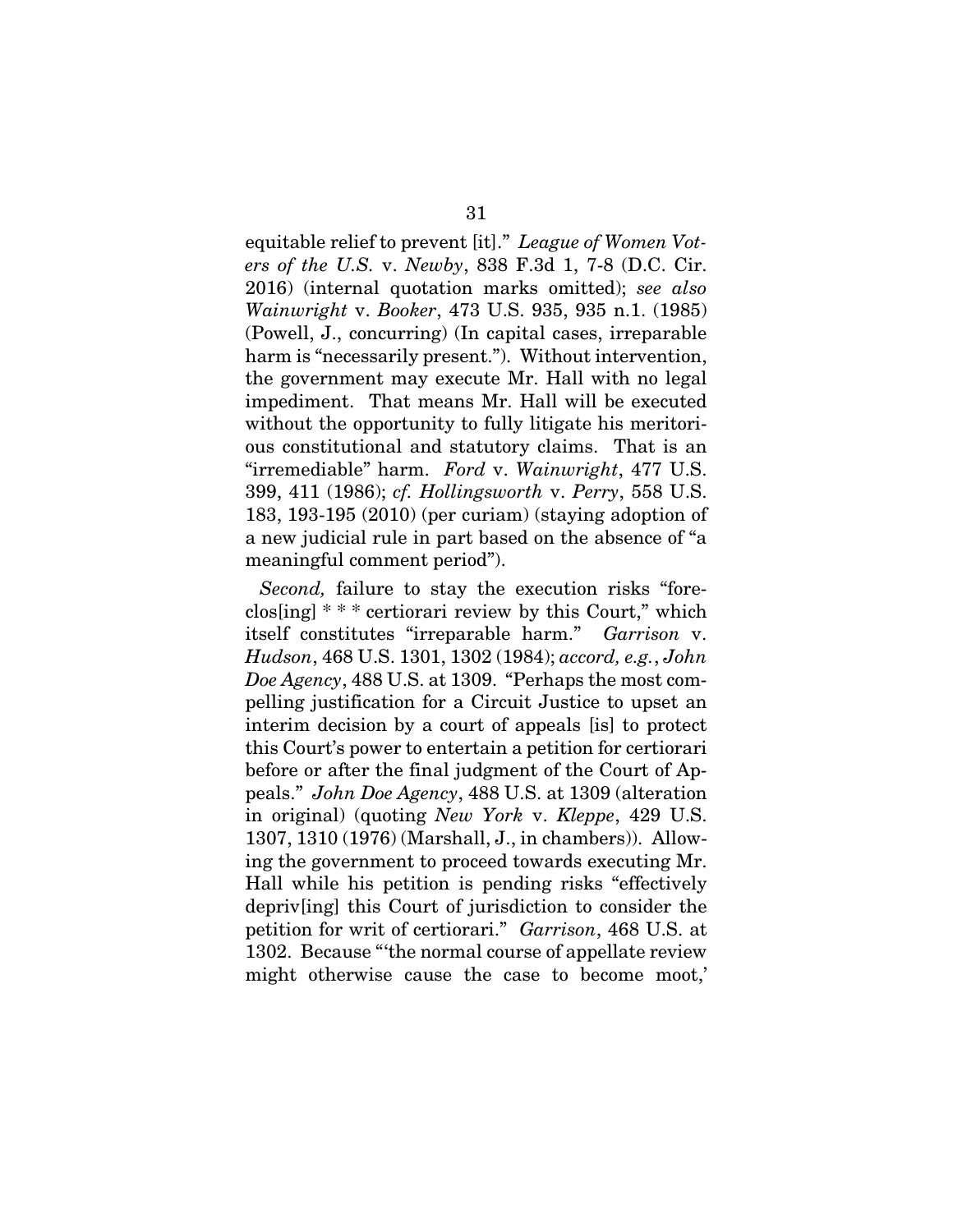equitable relief to prevent [it]." *League of Women Voters of the U.S.* v. *Newby*, 838 F.3d 1, 7-8 (D.C. Cir. 2016) (internal quotation marks omitted); *see also Wainwright* v. *Booker*, 473 U.S. 935, 935 n.1. (1985) (Powell, J., concurring) (In capital cases, irreparable harm is "necessarily present."). Without intervention, the government may execute Mr. Hall with no legal impediment. That means Mr. Hall will be executed without the opportunity to fully litigate his meritorious constitutional and statutory claims. That is an "irremediable" harm. *Ford* v. *Wainwright*, 477 U.S. 399, 411 (1986); *cf. Hollingsworth* v. *Perry*, 558 U.S. 183, 193-195 (2010) (per curiam) (staying adoption of a new judicial rule in part based on the absence of "a meaningful comment period").

*Second,* failure to stay the execution risks "foreclos[ing] * * * certiorari review by this Court," which itself constitutes "irreparable harm." *Garrison* v. *Hudson*, 468 U.S. 1301, 1302 (1984); *accord, e.g.*, *John Doe Agency*, 488 U.S. at 1309. "Perhaps the most compelling justification for a Circuit Justice to upset an interim decision by a court of appeals [is] to protect this Court's power to entertain a petition for certiorari before or after the final judgment of the Court of Appeals." *John Doe Agency*, 488 U.S. at 1309 (alteration in original) (quoting *New York* v. *Kleppe*, 429 U.S. 1307, 1310 (1976) (Marshall, J., in chambers)). Allowing the government to proceed towards executing Mr. Hall while his petition is pending risks "effectively depriv[ing] this Court of jurisdiction to consider the petition for writ of certiorari." *Garrison*, 468 U.S. at 1302. Because "'the normal course of appellate review might otherwise cause the case to become moot,'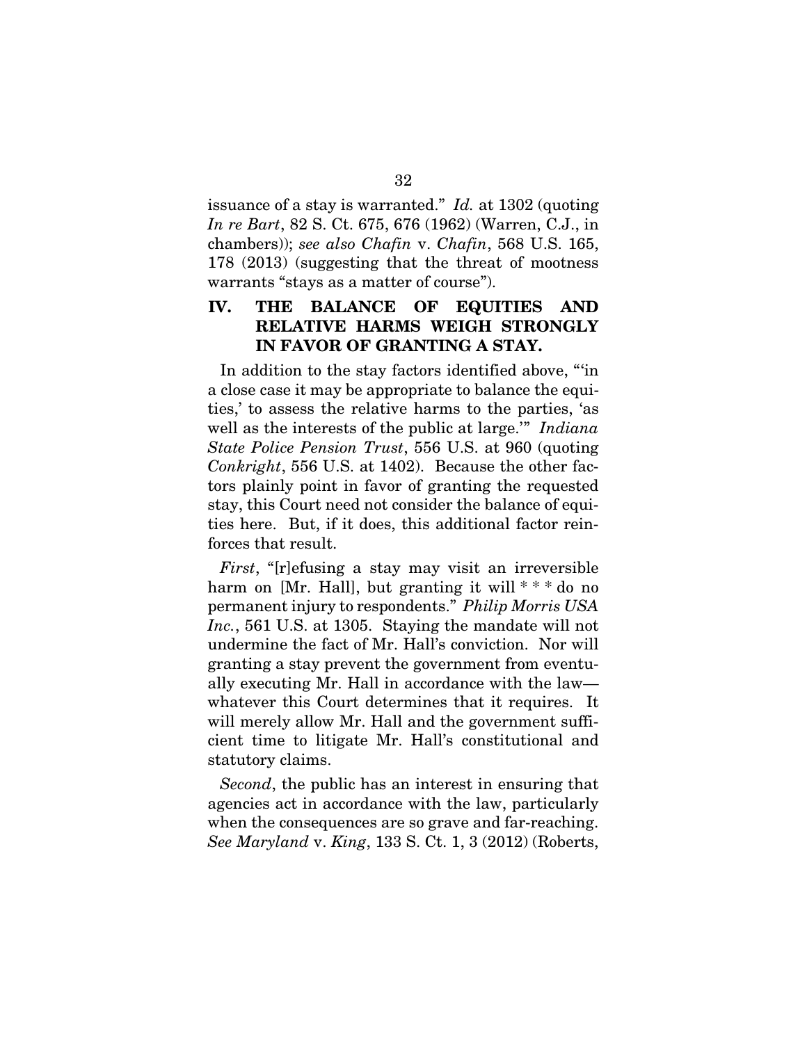issuance of a stay is warranted." *Id.* at 1302 (quoting *In re Bart*, 82 S. Ct. 675, 676 (1962) (Warren, C.J., in chambers)); *see also Chafin* v. *Chafin*, 568 U.S. 165, 178 (2013) (suggesting that the threat of mootness warrants "stays as a matter of course").

## IV. THE BALANCE OF EQUITIES AND RELATIVE HARMS WEIGH STRONGLY IN FAVOR OF GRANTING A STAY.

In addition to the stay factors identified above, "'in a close case it may be appropriate to balance the equities,' to assess the relative harms to the parties, 'as well as the interests of the public at large.'" *Indiana State Police Pension Trust*, 556 U.S. at 960 (quoting *Conkright*, 556 U.S. at 1402). Because the other factors plainly point in favor of granting the requested stay, this Court need not consider the balance of equities here. But, if it does, this additional factor reinforces that result.

*First*, "[r]efusing a stay may visit an irreversible harm on [Mr. Hall], but granting it will * * * do no permanent injury to respondents." *Philip Morris USA Inc.*, 561 U.S. at 1305. Staying the mandate will not undermine the fact of Mr. Hall's conviction. Nor will granting a stay prevent the government from eventually executing Mr. Hall in accordance with the law—whatever this Court determines that it requires. It will merely allow Mr. Hall and the government sufficient time to litigate Mr. Hall's constitutional and statutory claims.

*Second*, the public has an interest in ensuring that agencies act in accordance with the law, particularly when the consequences are so grave and far-reaching. *See Maryland* v. *King*, 133 S. Ct. 1, 3 (2012) (Roberts,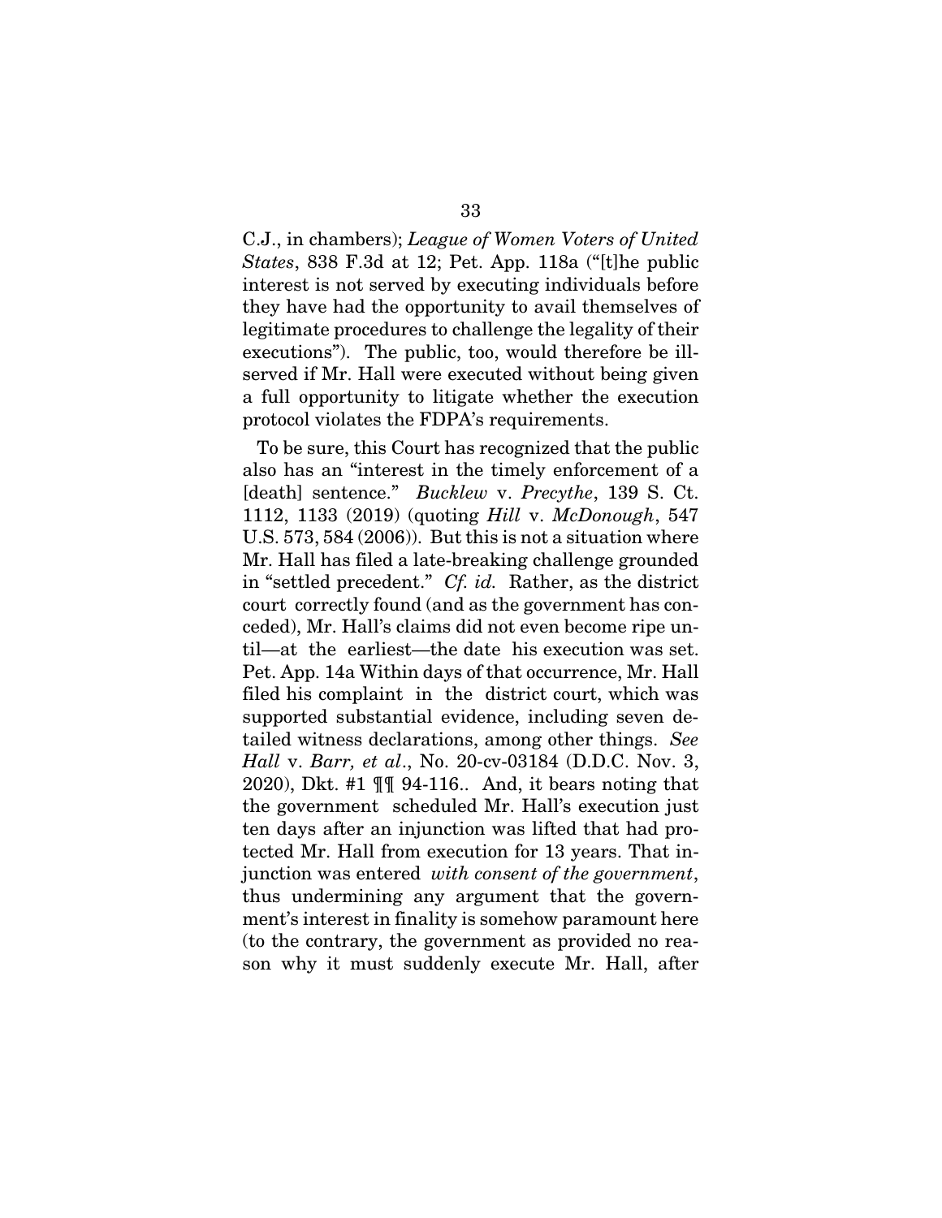C.J., in chambers); *League of Women Voters of United States*, 838 F.3d at 12; Pet. App. 118a ("[t]he public interest is not served by executing individuals before they have had the opportunity to avail themselves of legitimate procedures to challenge the legality of their executions"). The public, too, would therefore be ill-served if Mr. Hall were executed without being given a full opportunity to litigate whether the execution protocol violates the FDPA's requirements.

To be sure, this Court has recognized that the public also has an "interest in the timely enforcement of a [death] sentence." *Bucklew* v. *Precythe*, 139 S. Ct. 1112, 1133 (2019) (quoting *Hill* v. *McDonough*, 547 U.S. 573, 584 (2006)). But this is not a situation where Mr. Hall has filed a late-breaking challenge grounded in "settled precedent." *Cf. id.* Rather, as the district court correctly found (and as the government has conceded), Mr. Hall's claims did not even become ripe until—at the earliest—the date his execution was set. Pet. App. 14a Within days of that occurrence, Mr. Hall filed his complaint in the district court, which was supported substantial evidence, including seven detailed witness declarations, among other things. *See Hall* v. *Barr, et al*., No. 20-cv-03184 (D.D.C. Nov. 3, 2020), Dkt. #1 ¶¶ 94-116.. And, it bears noting that the government scheduled Mr. Hall's execution just ten days after an injunction was lifted that had protected Mr. Hall from execution for 13 years. That injunction was entered *with consent of the government*, thus undermining any argument that the government's interest in finality is somehow paramount here (to the contrary, the government as provided no reason why it must suddenly execute Mr. Hall, after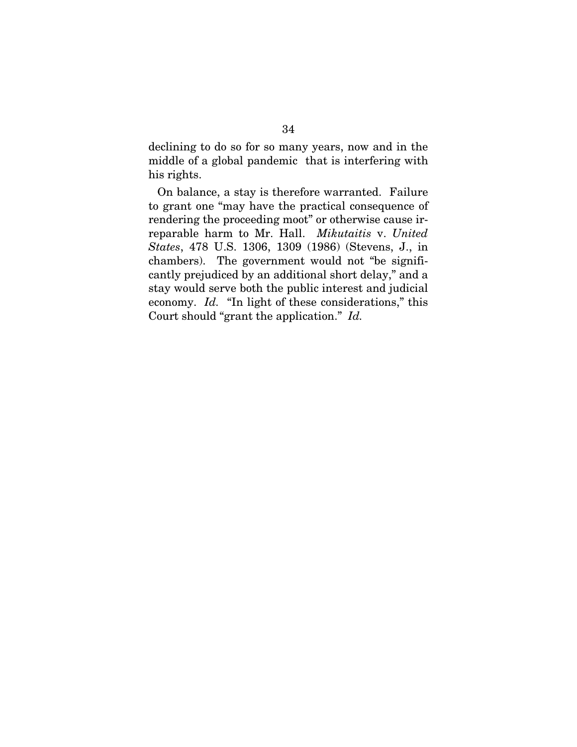declining to do so for so many years, now and in the middle of a global pandemic that is interfering with his rights.

On balance, a stay is therefore warranted. Failure to grant one "may have the practical consequence of rendering the proceeding moot" or otherwise cause irreparable harm to Mr. Hall. *Mikutaitis* v. *United States*, 478 U.S. 1306, 1309 (1986) (Stevens, J., in chambers). The government would not "be significantly prejudiced by an additional short delay," and a stay would serve both the public interest and judicial economy. *Id.* "In light of these considerations," this Court should "grant the application." *Id.*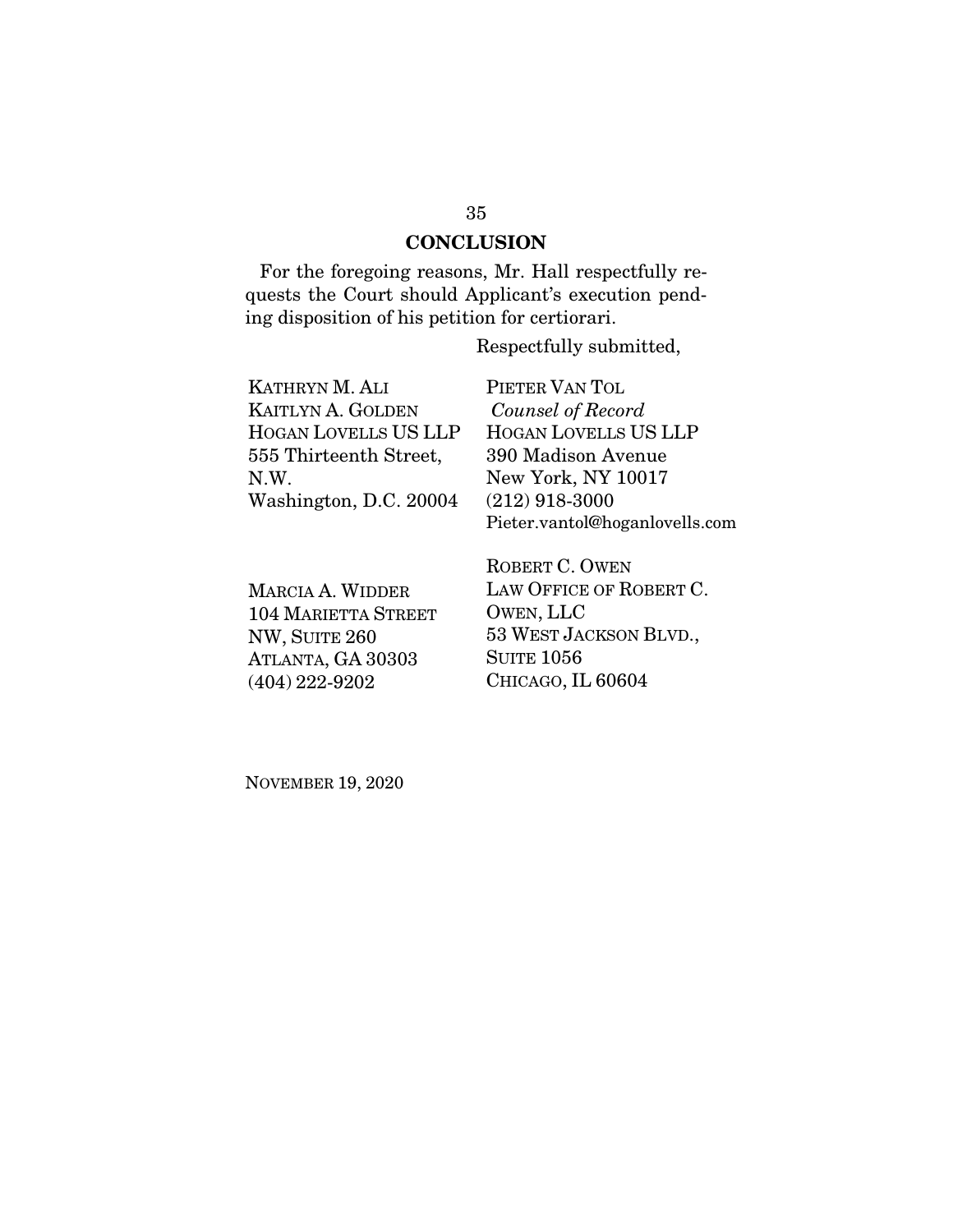## CONCLUSION

For the foregoing reasons, Mr. Hall respectfully requests the Court should Applicant's execution pending disposition of his petition for certiorari.

Respectfully submitted,

PIETER VAN TOL
*Counsel of Record*
HOGAN LOVELLS US LLP
390 Madison Avenue
New York, NY 10017
(212) 918-3000
Pieter.vantol@hoganlovells.com

KATHRYN M. ALI
KAITLYN A. GOLDEN
HOGAN LOVELLS US LLP
555 Thirteenth Street, N.W.
Washington, D.C. 20004

ROBERT C. OWEN
LAW OFFICE OF ROBERT C. OWEN, LLC
53 WEST JACKSON BLVD., SUITE 1056
CHICAGO, IL 60604

MARCIA A. WIDDER
104 MARIETTA STREET NW, SUITE 260
ATLANTA, GA 30303
(404) 222-9202

NOVEMBER 19, 2020